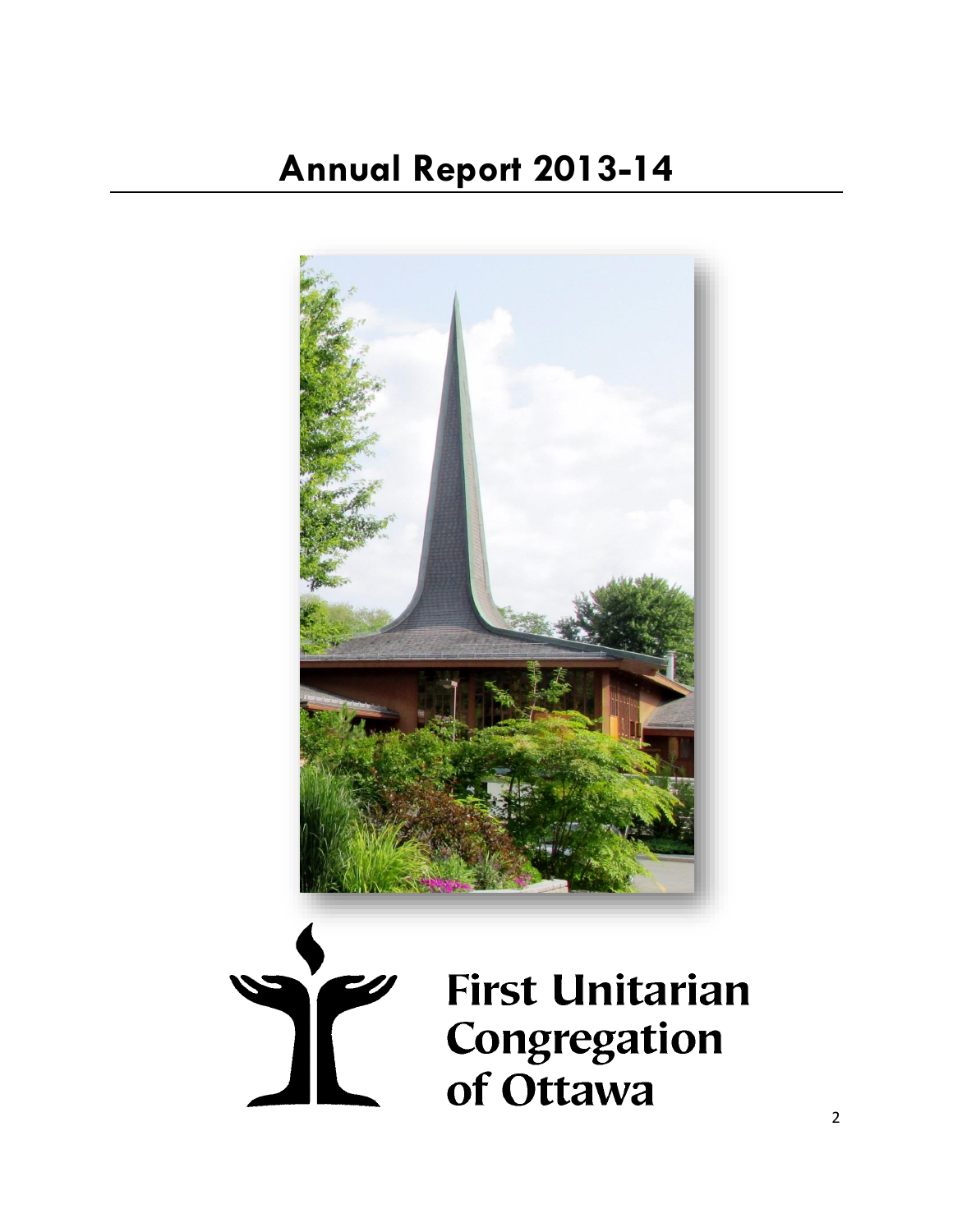# Annual Report 2013-14

First Unitarian Congregation of Ottawa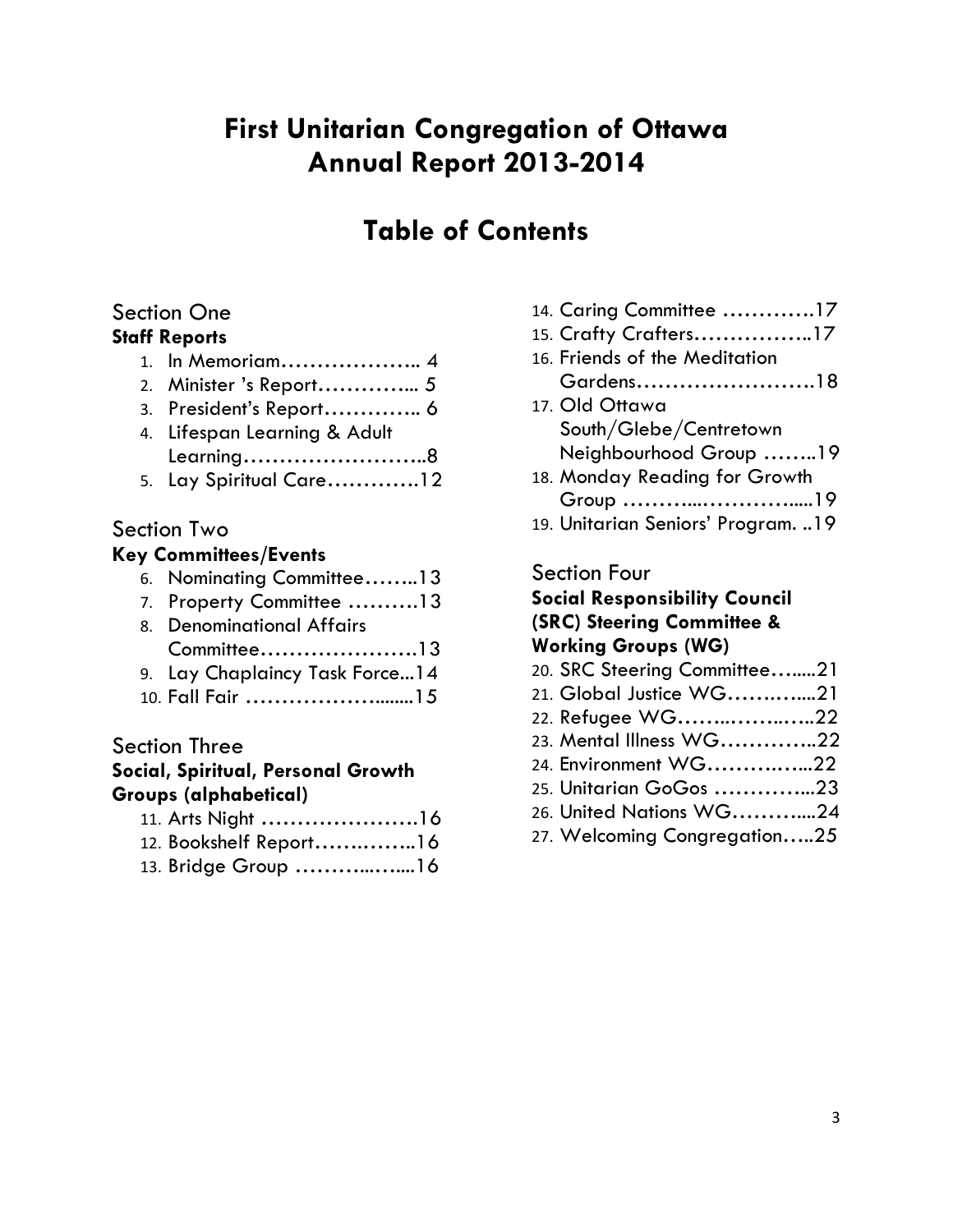# First Unitarian Congregation of Ottawa Annual Report 2013-2014

## Table of Contents

### Section One
**Staff Reports**

1. In Memoriam……………….. 4
2. Minister 's Report………….. 5
3. President's Report………….. 6
4. Lifespan Learning & Adult Learning……………………..8
5. Lay Spiritual Care………….12

### Section Two
**Key Committees/Events**

6. Nominating Committee……..13
7. Property Committee ……….13
8. Denominational Affairs Committee………………….13
9. Lay Chaplaincy Task Force...14
10. Fall Fair ………………........15

### Section Three
**Social, Spiritual, Personal Growth Groups (alphabetical)**

11. Arts Night ………………….16
12. Bookshelf Report…….……..16
13. Bridge Group ………..…....16
14. Caring Committee ………….17
15. Crafty Crafters……………..17
16. Friends of the Meditation Gardens…………………….18
17. Old Ottawa South/Glebe/Centretown Neighbourhood Group ……..19
18. Monday Reading for Growth Group ………...…………....19
19. Unitarian Seniors' Program. ..19

### Section Four
**Social Responsibility Council (SRC) Steering Committee & Working Groups (WG)**

20. SRC Steering Committee…....21
21. Global Justice WG…….…...21
22. Refugee WG……..……..…..22
23. Mental Illness WG…………..22
24. Environment WG…………...22
25. Unitarian GoGos …………...23
26. United Nations WG………...24
27. Welcoming Congregation…..25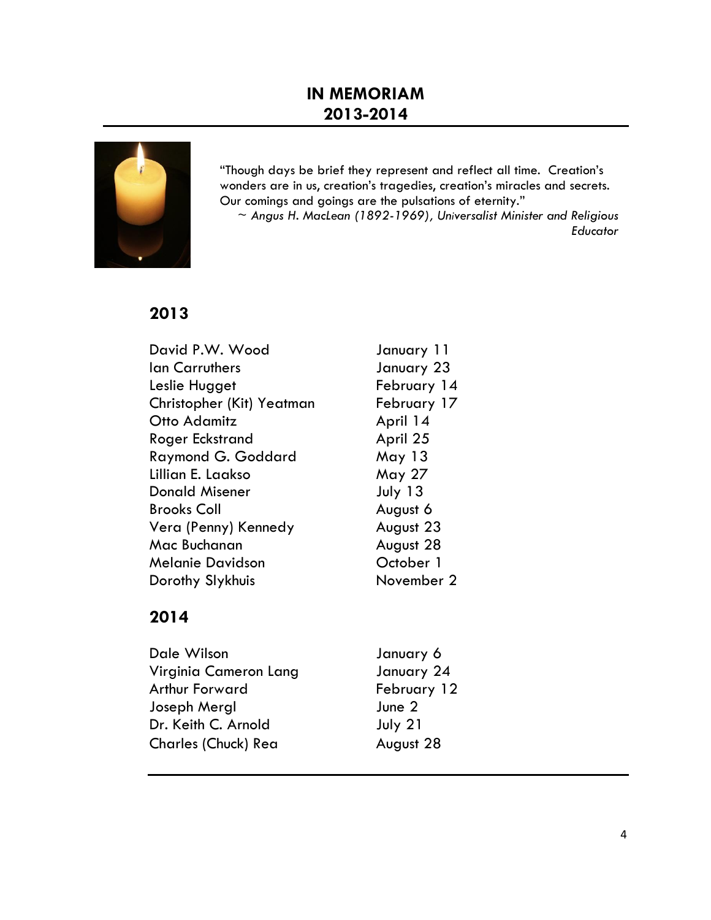# IN MEMORIAM
# 2013-2014

"Though days be brief they represent and reflect all time. Creation's wonders are in us, creation's tragedies, creation's miracles and secrets. Our comings and goings are the pulsations of eternity."

~ *Angus H. MacLean (1892-1969), Universalist Minister and Religious Educator*

## 2013

| | |
|---|---|
| David P.W. Wood | January 11 |
| Ian Carruthers | January 23 |
| Leslie Hugget | February 14 |
| Christopher (Kit) Yeatman | February 17 |
| Otto Adamitz | April 14 |
| Roger Eckstrand | April 25 |
| Raymond G. Goddard | May 13 |
| Lillian E. Laakso | May 27 |
| Donald Misener | July 13 |
| Brooks Coll | August 6 |
| Vera (Penny) Kennedy | August 23 |
| Mac Buchanan | August 28 |
| Melanie Davidson | October 1 |
| Dorothy Slykhuis | November 2 |

## 2014

| | |
|---|---|
| Dale Wilson | January 6 |
| Virginia Cameron Lang | January 24 |
| Arthur Forward | February 12 |
| Joseph Mergl | June 2 |
| Dr. Keith C. Arnold | July 21 |
| Charles (Chuck) Rea | August 28 |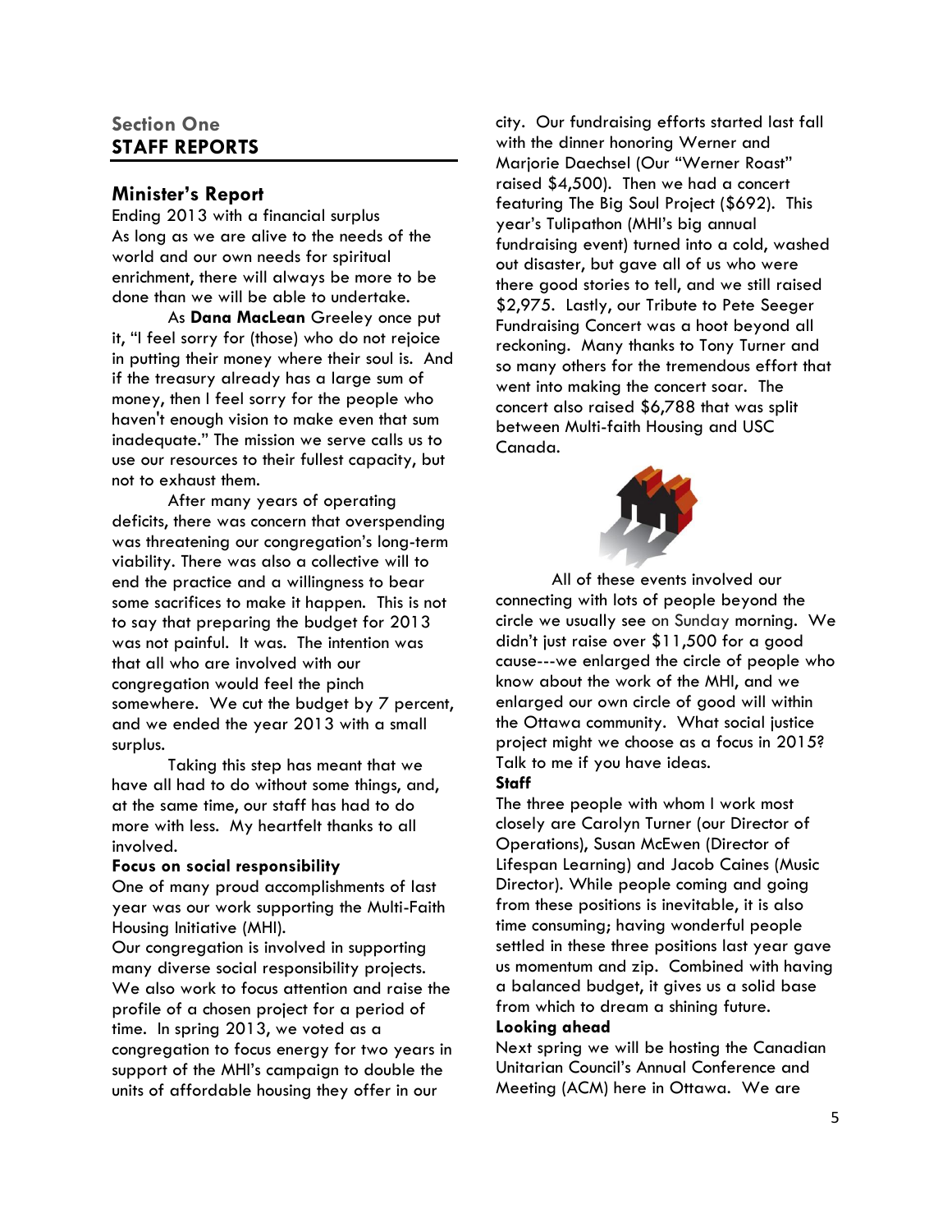## Section One
## STAFF REPORTS

### Minister's Report

Ending 2013 with a financial surplus
As long as we are alive to the needs of the world and our own needs for spiritual enrichment, there will always be more to be done than we will be able to undertake.

As **Dana MacLean** Greeley once put it, "I feel sorry for (those) who do not rejoice in putting their money where their soul is. And if the treasury already has a large sum of money, then I feel sorry for the people who haven't enough vision to make even that sum inadequate." The mission we serve calls us to use our resources to their fullest capacity, but not to exhaust them.

After many years of operating deficits, there was concern that overspending was threatening our congregation's long-term viability. There was also a collective will to end the practice and a willingness to bear some sacrifices to make it happen. This is not to say that preparing the budget for 2013 was not painful. It was. The intention was that all who are involved with our congregation would feel the pinch somewhere. We cut the budget by 7 percent, and we ended the year 2013 with a small surplus.

Taking this step has meant that we have all had to do without some things, and, at the same time, our staff has had to do more with less. My heartfelt thanks to all involved.

**Focus on social responsibility**

One of many proud accomplishments of last year was our work supporting the Multi-Faith Housing Initiative (MHI).
Our congregation is involved in supporting many diverse social responsibility projects. We also work to focus attention and raise the profile of a chosen project for a period of time. In spring 2013, we voted as a congregation to focus energy for two years in support of the MHI's campaign to double the units of affordable housing they offer in our city. Our fundraising efforts started last fall with the dinner honoring Werner and Marjorie Daechsel (Our "Werner Roast" raised $4,500). Then we had a concert featuring The Big Soul Project ($692). This year's Tulipathon (MHI's big annual fundraising event) turned into a cold, washed out disaster, but gave all of us who were there good stories to tell, and we still raised $2,975. Lastly, our Tribute to Pete Seeger Fundraising Concert was a hoot beyond all reckoning. Many thanks to Tony Turner and so many others for the tremendous effort that went into making the concert soar. The concert also raised $6,788 that was split between Multi-faith Housing and USC Canada.

All of these events involved our connecting with lots of people beyond the circle we usually see on Sunday morning. We didn't just raise over $11,500 for a good cause---we enlarged the circle of people who know about the work of the MHI, and we enlarged our own circle of good will within the Ottawa community. What social justice project might we choose as a focus in 2015? Talk to me if you have ideas.

**Staff**

The three people with whom I work most closely are Carolyn Turner (our Director of Operations), Susan McEwen (Director of Lifespan Learning) and Jacob Caines (Music Director). While people coming and going from these positions is inevitable, it is also time consuming; having wonderful people settled in these three positions last year gave us momentum and zip. Combined with having a balanced budget, it gives us a solid base from which to dream a shining future.

**Looking ahead**

Next spring we will be hosting the Canadian Unitarian Council's Annual Conference and Meeting (ACM) here in Ottawa. We are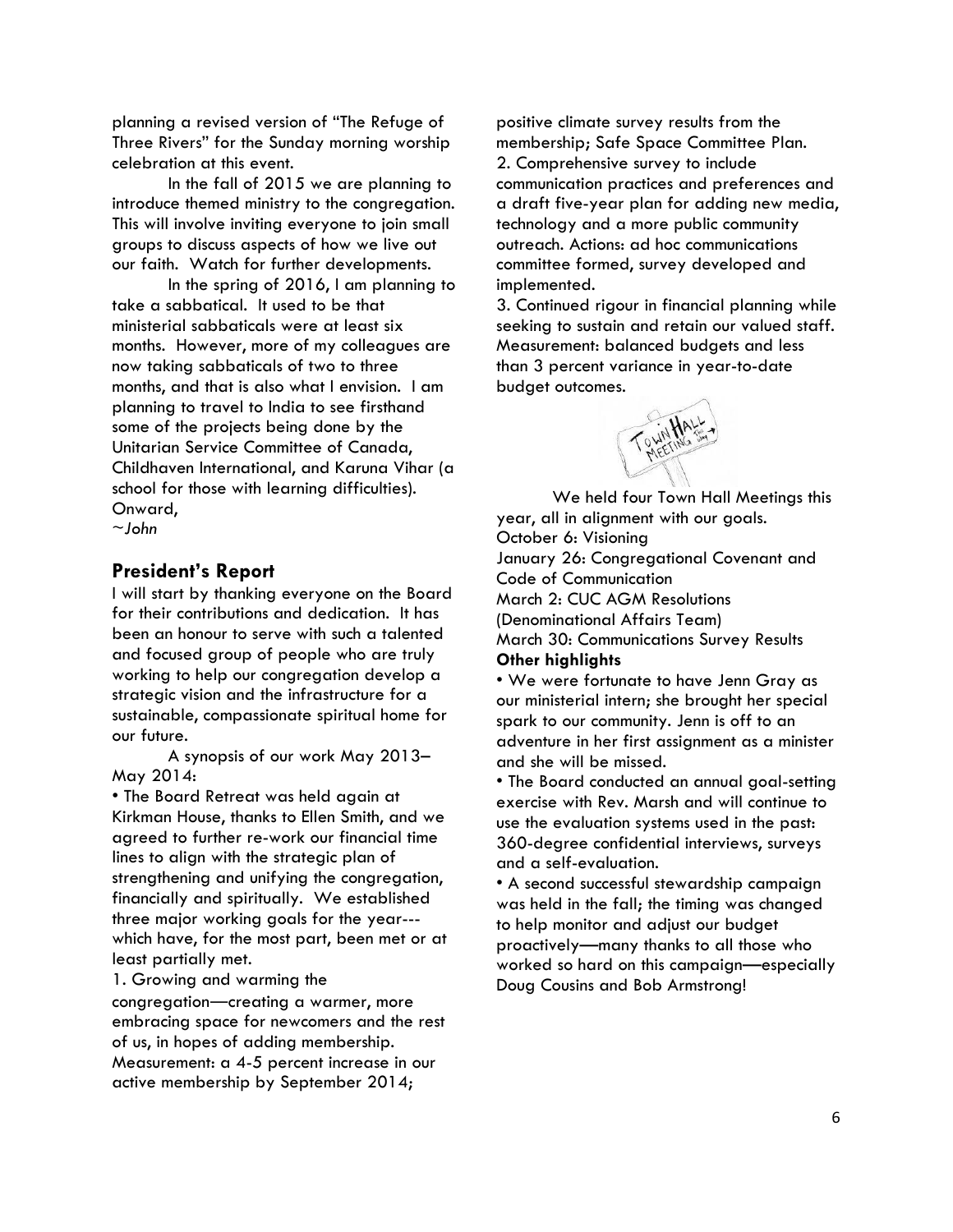planning a revised version of "The Refuge of Three Rivers" for the Sunday morning worship celebration at this event.

In the fall of 2015 we are planning to introduce themed ministry to the congregation. This will involve inviting everyone to join small groups to discuss aspects of how we live out our faith. Watch for further developments.

In the spring of 2016, I am planning to take a sabbatical. It used to be that ministerial sabbaticals were at least six months. However, more of my colleagues are now taking sabbaticals of two to three months, and that is also what I envision. I am planning to travel to India to see firsthand some of the projects being done by the Unitarian Service Committee of Canada, Childhaven International, and Karuna Vihar (a school for those with learning difficulties).

Onward,

*~John*

## President's Report

I will start by thanking everyone on the Board for their contributions and dedication. It has been an honour to serve with such a talented and focused group of people who are truly working to help our congregation develop a strategic vision and the infrastructure for a sustainable, compassionate spiritual home for our future.

A synopsis of our work May 2013–May 2014:

• The Board Retreat was held again at Kirkman House, thanks to Ellen Smith, and we agreed to further re-work our financial time lines to align with the strategic plan of strengthening and unifying the congregation, financially and spiritually. We established three major working goals for the year---which have, for the most part, been met or at least partially met.

1. Growing and warming the congregation—creating a warmer, more embracing space for newcomers and the rest of us, in hopes of adding membership. Measurement: a 4-5 percent increase in our active membership by September 2014; positive climate survey results from the membership; Safe Space Committee Plan.
2. Comprehensive survey to include communication practices and preferences and a draft five-year plan for adding new media, technology and a more public community outreach. Actions: ad hoc communications committee formed, survey developed and implemented.
3. Continued rigour in financial planning while seeking to sustain and retain our valued staff. Measurement: balanced budgets and less than 3 percent variance in year-to-date budget outcomes.

We held four Town Hall Meetings this year, all in alignment with our goals.

October 6: Visioning
January 26: Congregational Covenant and Code of Communication
March 2: CUC AGM Resolutions (Denominational Affairs Team)
March 30: Communications Survey Results

**Other highlights**

• We were fortunate to have Jenn Gray as our ministerial intern; she brought her special spark to our community. Jenn is off to an adventure in her first assignment as a minister and she will be missed.

• The Board conducted an annual goal-setting exercise with Rev. Marsh and will continue to use the evaluation systems used in the past: 360-degree confidential interviews, surveys and a self-evaluation.

• A second successful stewardship campaign was held in the fall; the timing was changed to help monitor and adjust our budget proactively—many thanks to all those who worked so hard on this campaign—especially Doug Cousins and Bob Armstrong!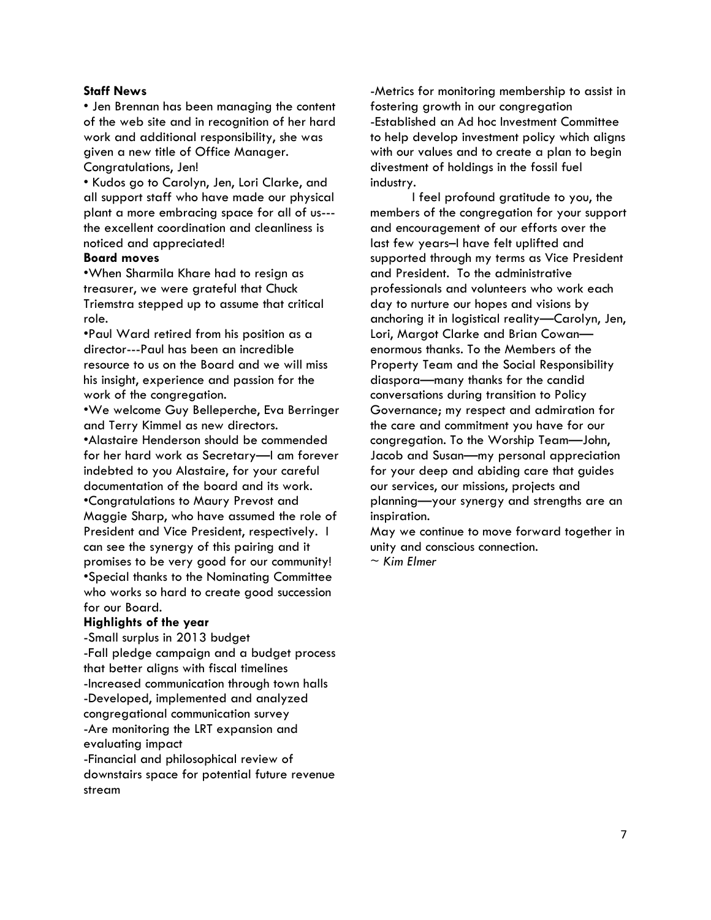**Staff News**

• Jen Brennan has been managing the content of the web site and in recognition of her hard work and additional responsibility, she was given a new title of Office Manager. Congratulations, Jen!

• Kudos go to Carolyn, Jen, Lori Clarke, and all support staff who have made our physical plant a more embracing space for all of us---the excellent coordination and cleanliness is noticed and appreciated!

**Board moves**

•When Sharmila Khare had to resign as treasurer, we were grateful that Chuck Triemstra stepped up to assume that critical role.

•Paul Ward retired from his position as a director---Paul has been an incredible resource to us on the Board and we will miss his insight, experience and passion for the work of the congregation.

•We welcome Guy Belleperche, Eva Berringer and Terry Kimmel as new directors.

•Alastaire Henderson should be commended for her hard work as Secretary—I am forever indebted to you Alastaire, for your careful documentation of the board and its work.

•Congratulations to Maury Prevost and Maggie Sharp, who have assumed the role of President and Vice President, respectively. I can see the synergy of this pairing and it promises to be very good for our community!

•Special thanks to the Nominating Committee who works so hard to create good succession for our Board.

**Highlights of the year**

-Small surplus in 2013 budget

-Fall pledge campaign and a budget process that better aligns with fiscal timelines

-Increased communication through town halls

-Developed, implemented and analyzed congregational communication survey

-Are monitoring the LRT expansion and evaluating impact

-Financial and philosophical review of downstairs space for potential future revenue stream

-Metrics for monitoring membership to assist in fostering growth in our congregation

-Established an Ad hoc Investment Committee to help develop investment policy which aligns with our values and to create a plan to begin divestment of holdings in the fossil fuel industry.

I feel profound gratitude to you, the members of the congregation for your support and encouragement of our efforts over the last few years–I have felt uplifted and supported through my terms as Vice President and President. To the administrative professionals and volunteers who work each day to nurture our hopes and visions by anchoring it in logistical reality—Carolyn, Jen, Lori, Margot Clarke and Brian Cowan—enormous thanks. To the Members of the Property Team and the Social Responsibility diaspora—many thanks for the candid conversations during transition to Policy Governance; my respect and admiration for the care and commitment you have for our congregation. To the Worship Team—John, Jacob and Susan—my personal appreciation for your deep and abiding care that guides our services, our missions, projects and planning—your synergy and strengths are an inspiration.

May we continue to move forward together in unity and conscious connection.

*~ Kim Elmer*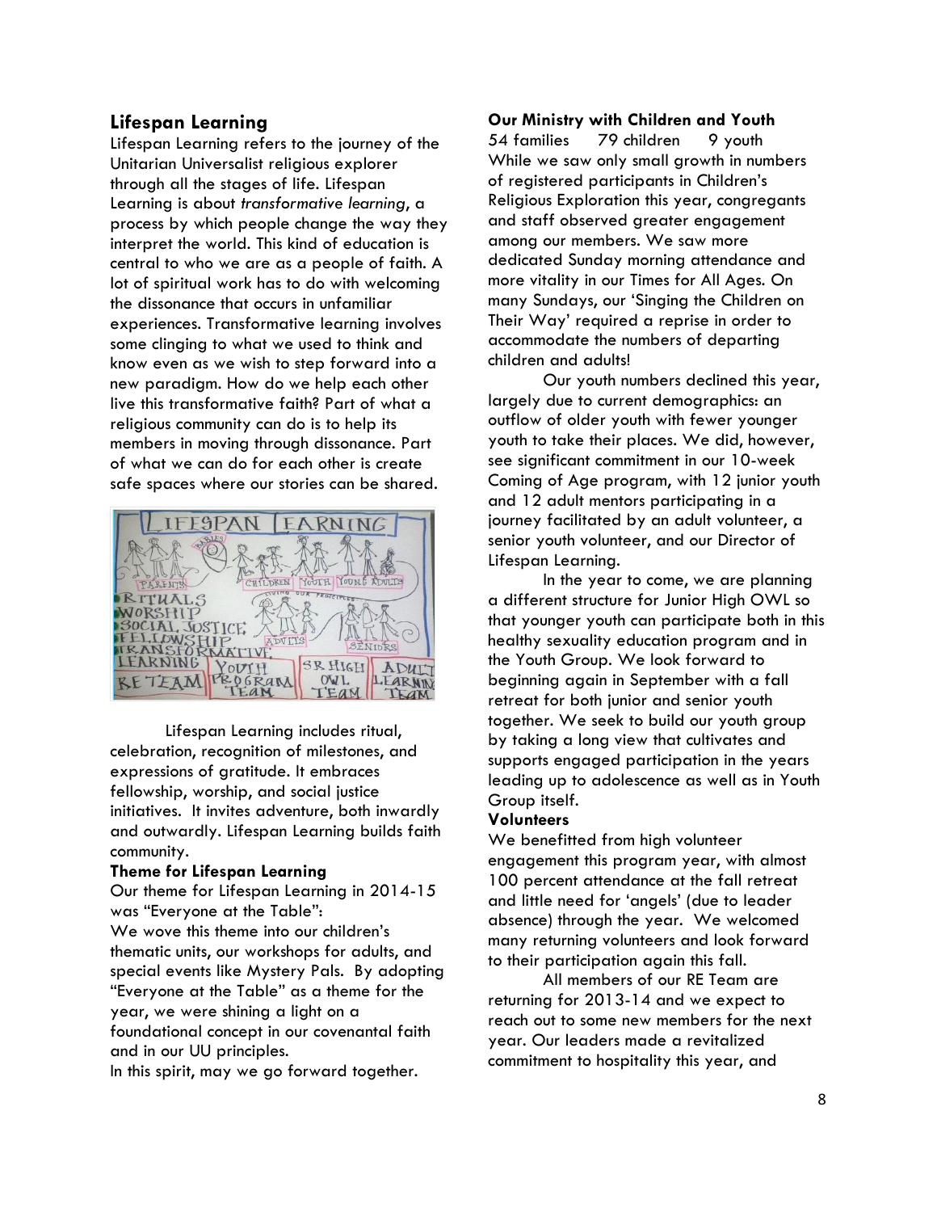## Lifespan Learning

Lifespan Learning refers to the journey of the Unitarian Universalist religious explorer through all the stages of life. Lifespan Learning is about *transformative learning*, a process by which people change the way they interpret the world. This kind of education is central to who we are as a people of faith. A lot of spiritual work has to do with welcoming the dissonance that occurs in unfamiliar experiences. Transformative learning involves some clinging to what we used to think and know even as we wish to step forward into a new paradigm. How do we help each other live this transformative faith? Part of what a religious community can do is to help its members in moving through dissonance. Part of what we can do for each other is create safe spaces where our stories can be shared.

Lifespan Learning includes ritual, celebration, recognition of milestones, and expressions of gratitude. It embraces fellowship, worship, and social justice initiatives. It invites adventure, both inwardly and outwardly. Lifespan Learning builds faith community.

**Theme for Lifespan Learning**

Our theme for Lifespan Learning in 2014-15 was "Everyone at the Table":

We wove this theme into our children's thematic units, our workshops for adults, and special events like Mystery Pals. By adopting "Everyone at the Table" as a theme for the year, we were shining a light on a foundational concept in our covenantal faith and in our UU principles.

In this spirit, may we go forward together.

**Our Ministry with Children and Youth**

54 families 79 children 9 youth

While we saw only small growth in numbers of registered participants in Children's Religious Exploration this year, congregants and staff observed greater engagement among our members. We saw more dedicated Sunday morning attendance and more vitality in our Times for All Ages. On many Sundays, our 'Singing the Children on Their Way' required a reprise in order to accommodate the numbers of departing children and adults!

Our youth numbers declined this year, largely due to current demographics: an outflow of older youth with fewer younger youth to take their places. We did, however, see significant commitment in our 10-week Coming of Age program, with 12 junior youth and 12 adult mentors participating in a journey facilitated by an adult volunteer, a senior youth volunteer, and our Director of Lifespan Learning.

In the year to come, we are planning a different structure for Junior High OWL so that younger youth can participate both in this healthy sexuality education program and in the Youth Group. We look forward to beginning again in September with a fall retreat for both junior and senior youth together. We seek to build our youth group by taking a long view that cultivates and supports engaged participation in the years leading up to adolescence as well as in Youth Group itself.

**Volunteers**

We benefitted from high volunteer engagement this program year, with almost 100 percent attendance at the fall retreat and little need for 'angels' (due to leader absence) through the year. We welcomed many returning volunteers and look forward to their participation again this fall.

All members of our RE Team are returning for 2013-14 and we expect to reach out to some new members for the next year. Our leaders made a revitalized commitment to hospitality this year, and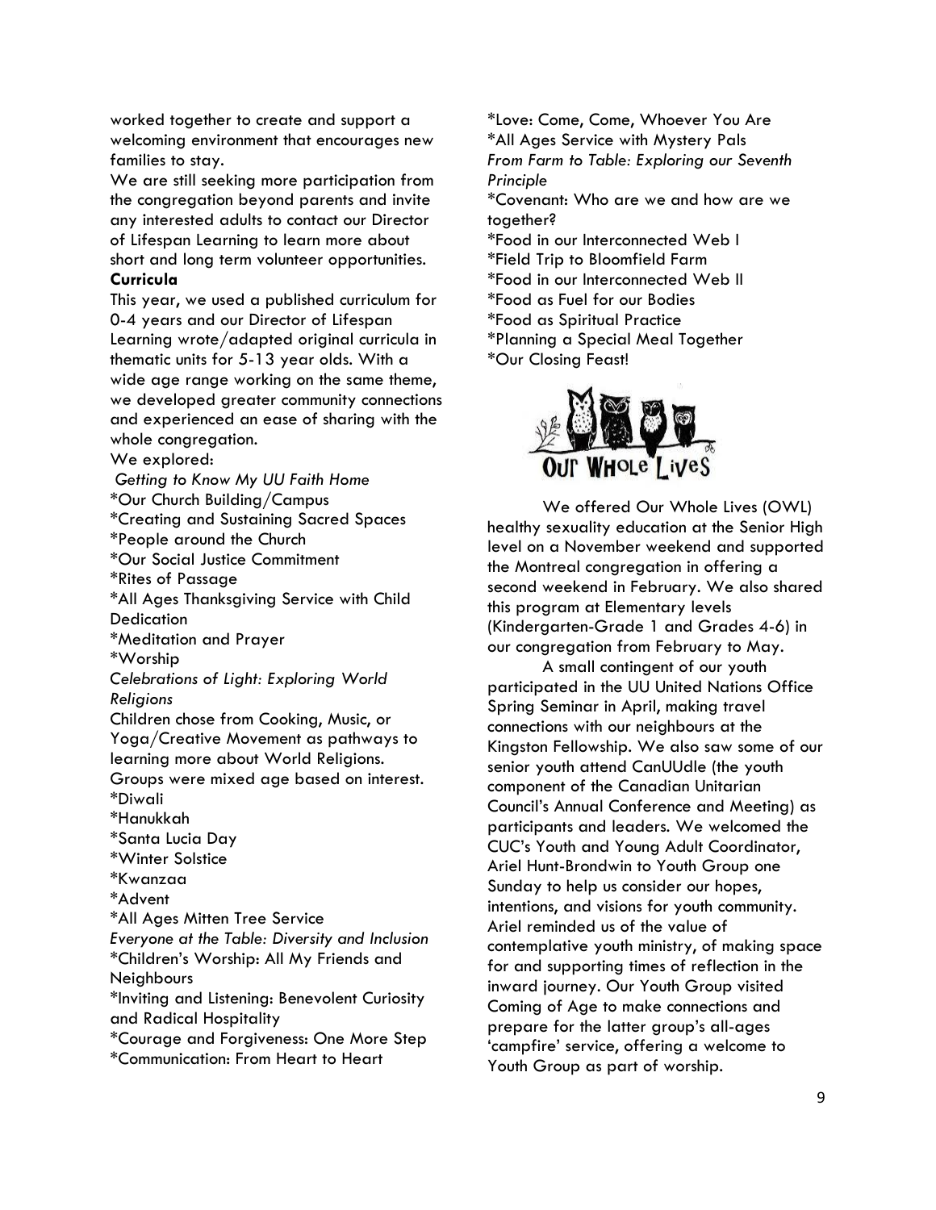worked together to create and support a welcoming environment that encourages new families to stay.

We are still seeking more participation from the congregation beyond parents and invite any interested adults to contact our Director of Lifespan Learning to learn more about short and long term volunteer opportunities.

**Curricula**

This year, we used a published curriculum for 0-4 years and our Director of Lifespan Learning wrote/adapted original curricula in thematic units for 5-13 year olds. With a wide age range working on the same theme, we developed greater community connections and experienced an ease of sharing with the whole congregation.

We explored:

*Getting to Know My UU Faith Home*

*Our Church Building/Campus
*Creating and Sustaining Sacred Spaces
*People around the Church
*Our Social Justice Commitment
*Rites of Passage
*All Ages Thanksgiving Service with Child Dedication
*Meditation and Prayer
*Worship

*Celebrations of Light: Exploring World Religions*

Children chose from Cooking, Music, or Yoga/Creative Movement as pathways to learning more about World Religions. Groups were mixed age based on interest.

*Diwali
*Hanukkah
*Santa Lucia Day
*Winter Solstice
*Kwanzaa
*Advent
*All Ages Mitten Tree Service

*Everyone at the Table: Diversity and Inclusion*

*Children's Worship: All My Friends and Neighbours
*Inviting and Listening: Benevolent Curiosity and Radical Hospitality
*Courage and Forgiveness: One More Step
*Communication: From Heart to Heart
*Love: Come, Come, Whoever You Are
*All Ages Service with Mystery Pals

*From Farm to Table: Exploring our Seventh Principle*

*Covenant: Who are we and how are we together?
*Food in our Interconnected Web I
*Field Trip to Bloomfield Farm
*Food in our Interconnected Web II
*Food as Fuel for our Bodies
*Food as Spiritual Practice
*Planning a Special Meal Together
*Our Closing Feast!

Our Whole Lives

We offered Our Whole Lives (OWL) healthy sexuality education at the Senior High level on a November weekend and supported the Montreal congregation in offering a second weekend in February. We also shared this program at Elementary levels (Kindergarten-Grade 1 and Grades 4-6) in our congregation from February to May.

A small contingent of our youth participated in the UU United Nations Office Spring Seminar in April, making travel connections with our neighbours at the Kingston Fellowship. We also saw some of our senior youth attend CanUUdle (the youth component of the Canadian Unitarian Council's Annual Conference and Meeting) as participants and leaders. We welcomed the CUC's Youth and Young Adult Coordinator, Ariel Hunt-Brondwin to Youth Group one Sunday to help us consider our hopes, intentions, and visions for youth community. Ariel reminded us of the value of contemplative youth ministry, of making space for and supporting times of reflection in the inward journey. Our Youth Group visited Coming of Age to make connections and prepare for the latter group's all-ages 'campfire' service, offering a welcome to Youth Group as part of worship.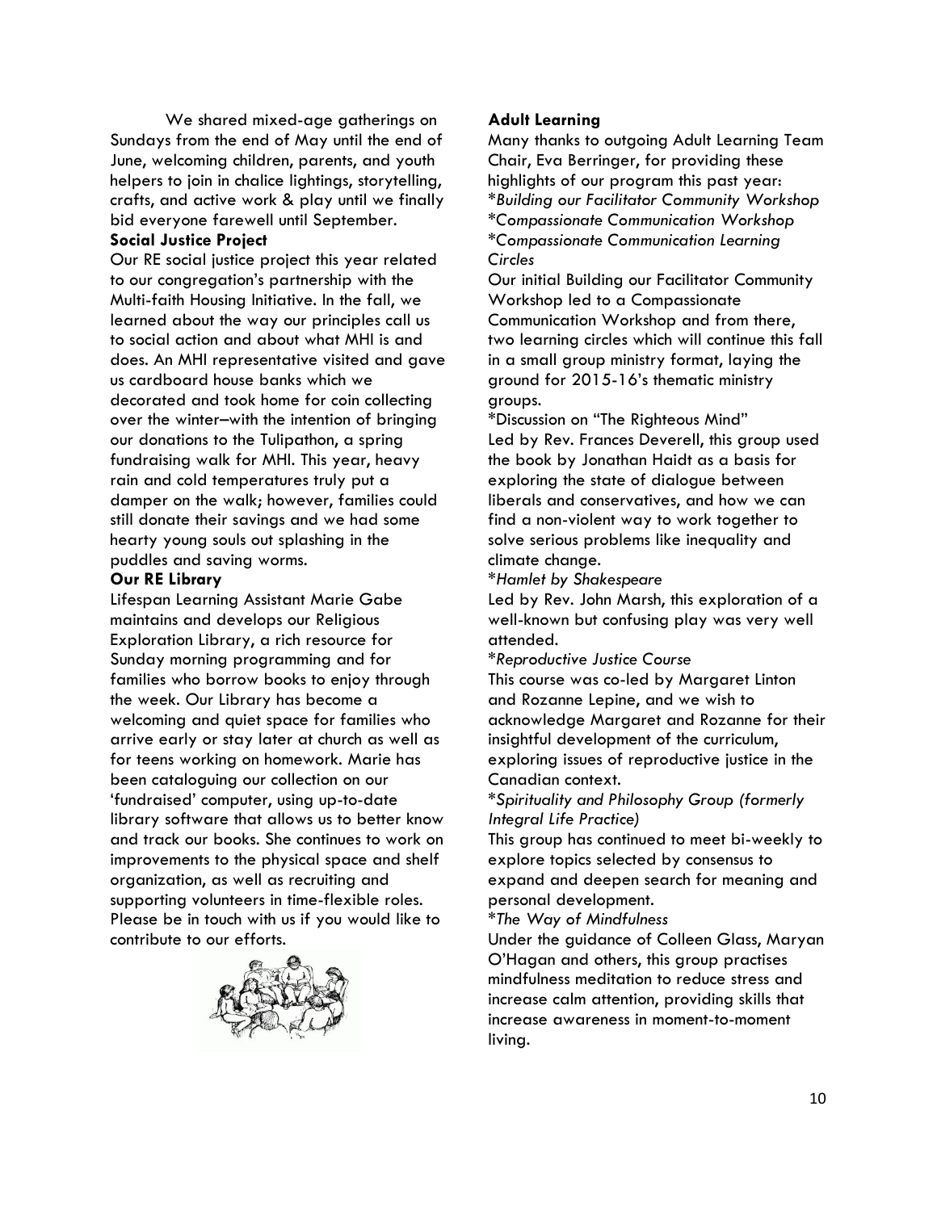We shared mixed-age gatherings on Sundays from the end of May until the end of June, welcoming children, parents, and youth helpers to join in chalice lightings, storytelling, crafts, and active work & play until we finally bid everyone farewell until September.

**Social Justice Project**

Our RE social justice project this year related to our congregation's partnership with the Multi-faith Housing Initiative. In the fall, we learned about the way our principles call us to social action and about what MHI is and does. An MHI representative visited and gave us cardboard house banks which we decorated and took home for coin collecting over the winter–with the intention of bringing our donations to the Tulipathon, a spring fundraising walk for MHI. This year, heavy rain and cold temperatures truly put a damper on the walk; however, families could still donate their savings and we had some hearty young souls out splashing in the puddles and saving worms.

**Our RE Library**

Lifespan Learning Assistant Marie Gabe maintains and develops our Religious Exploration Library, a rich resource for Sunday morning programming and for families who borrow books to enjoy through the week. Our Library has become a welcoming and quiet space for families who arrive early or stay later at church as well as for teens working on homework. Marie has been cataloguing our collection on our 'fundraised' computer, using up-to-date library software that allows us to better know and track our books. She continues to work on improvements to the physical space and shelf organization, as well as recruiting and supporting volunteers in time-flexible roles. Please be in touch with us if you would like to contribute to our efforts.

**Adult Learning**

Many thanks to outgoing Adult Learning Team Chair, Eva Berringer, for providing these highlights of our program this past year:

**Building our Facilitator Community Workshop*

**Compassionate Communication Workshop*

**Compassionate Communication Learning Circles*

Our initial Building our Facilitator Community Workshop led to a Compassionate Communication Workshop and from there, two learning circles which will continue this fall in a small group ministry format, laying the ground for 2015-16's thematic ministry groups.

*Discussion on "The Righteous Mind"

Led by Rev. Frances Deverell, this group used the book by Jonathan Haidt as a basis for exploring the state of dialogue between liberals and conservatives, and how we can find a non-violent way to work together to solve serious problems like inequality and climate change.

**Hamlet by Shakespeare*

Led by Rev. John Marsh, this exploration of a well-known but confusing play was very well attended.

**Reproductive Justice Course*

This course was co-led by Margaret Linton and Rozanne Lepine, and we wish to acknowledge Margaret and Rozanne for their insightful development of the curriculum, exploring issues of reproductive justice in the Canadian context.

**Spirituality and Philosophy Group (formerly Integral Life Practice)*

This group has continued to meet bi-weekly to explore topics selected by consensus to expand and deepen search for meaning and personal development.

**The Way of Mindfulness*

Under the guidance of Colleen Glass, Maryan O'Hagan and others, this group practises mindfulness meditation to reduce stress and increase calm attention, providing skills that increase awareness in moment-to-moment living.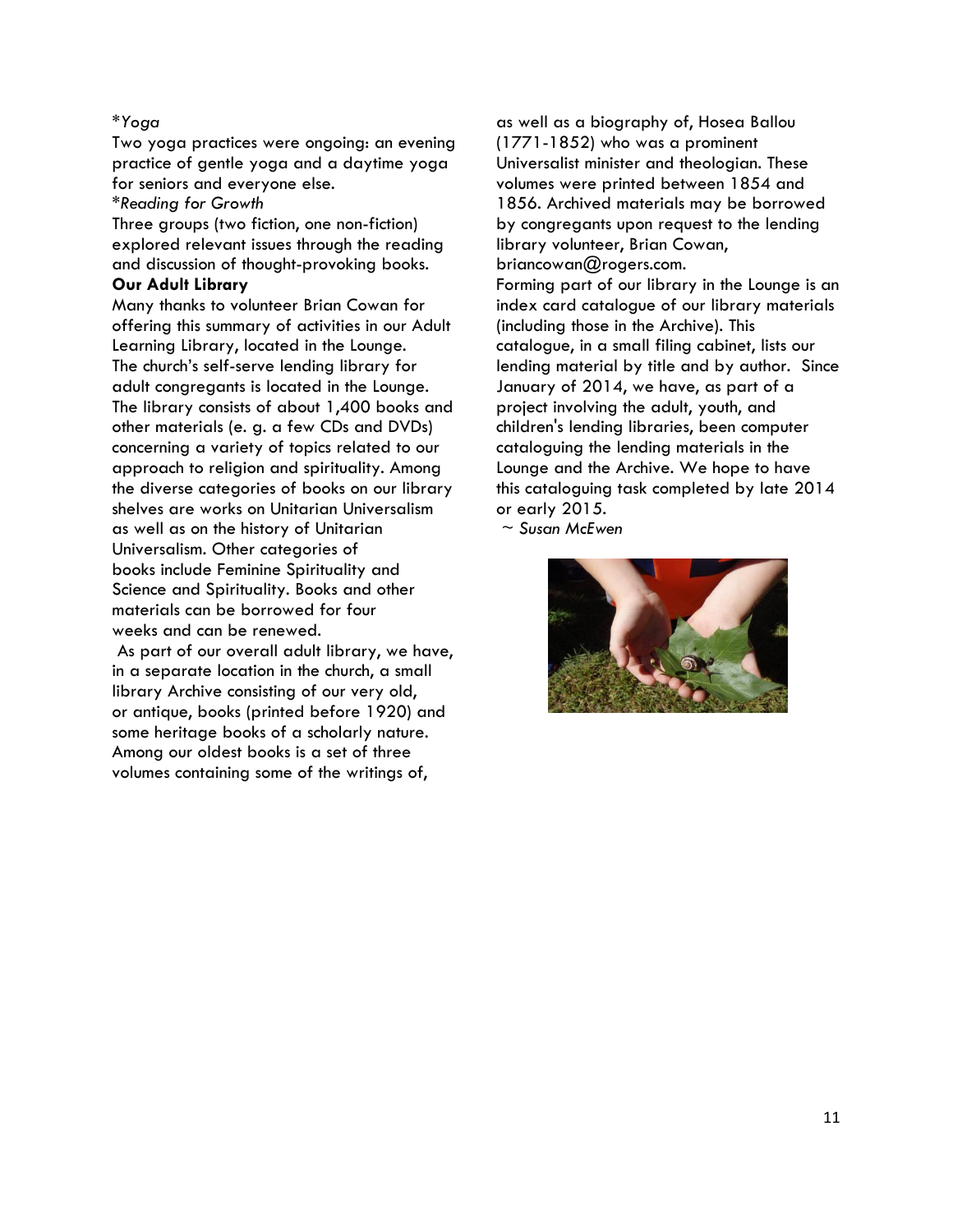*Yoga*

Two yoga practices were ongoing: an evening practice of gentle yoga and a daytime yoga for seniors and everyone else.

*Reading for Growth*

Three groups (two fiction, one non-fiction) explored relevant issues through the reading and discussion of thought-provoking books.

**Our Adult Library**

Many thanks to volunteer Brian Cowan for offering this summary of activities in our Adult Learning Library, located in the Lounge.

The church's self-serve lending library for adult congregants is located in the Lounge. The library consists of about 1,400 books and other materials (e. g. a few CDs and DVDs) concerning a variety of topics related to our approach to religion and spirituality. Among the diverse categories of books on our library shelves are works on Unitarian Universalism as well as on the history of Unitarian Universalism. Other categories of books include Feminine Spirituality and Science and Spirituality. Books and other materials can be borrowed for four weeks and can be renewed.

As part of our overall adult library, we have, in a separate location in the church, a small library Archive consisting of our very old, or antique, books (printed before 1920) and some heritage books of a scholarly nature. Among our oldest books is a set of three volumes containing some of the writings of, as well as a biography of, Hosea Ballou (1771-1852) who was a prominent Universalist minister and theologian. These volumes were printed between 1854 and 1856. Archived materials may be borrowed by congregants upon request to the lending library volunteer, Brian Cowan, briancowan@rogers.com.

Forming part of our library in the Lounge is an index card catalogue of our library materials (including those in the Archive). This catalogue, in a small filing cabinet, lists our lending material by title and by author. Since January of 2014, we have, as part of a project involving the adult, youth, and children's lending libraries, been computer cataloguing the lending materials in the Lounge and the Archive. We hope to have this cataloguing task completed by late 2014 or early 2015.

~ *Susan McEwen*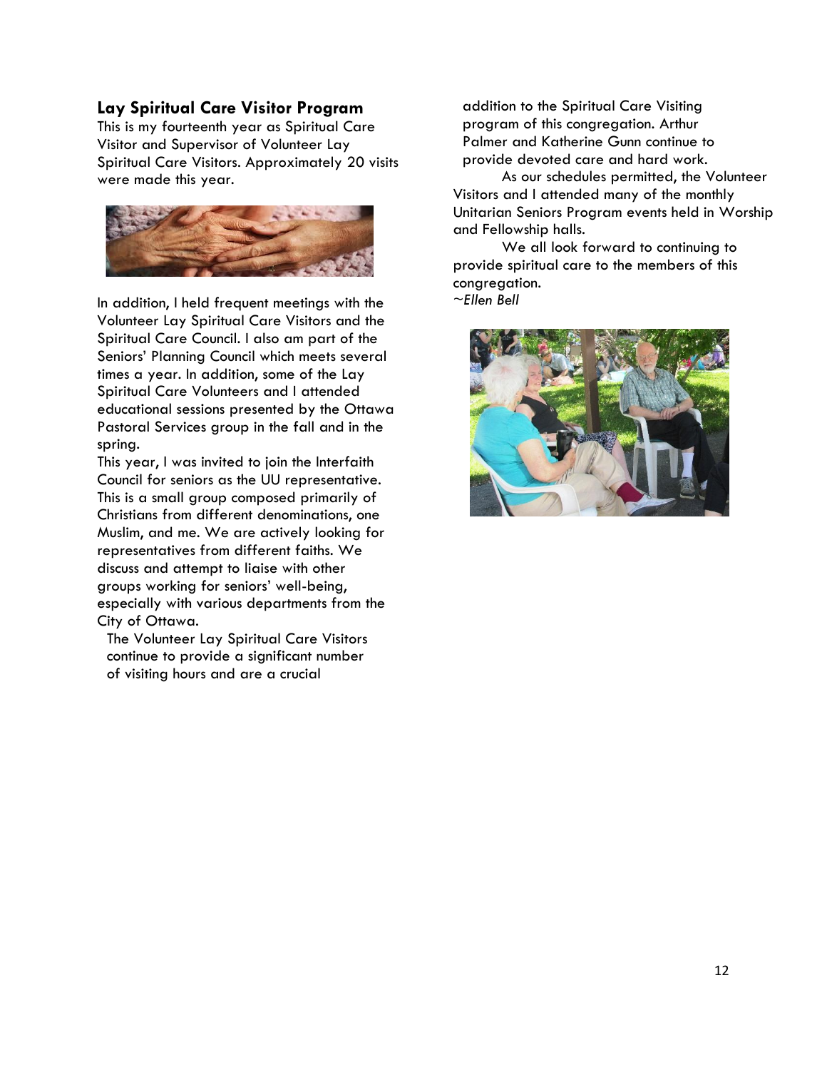## Lay Spiritual Care Visitor Program

This is my fourteenth year as Spiritual Care Visitor and Supervisor of Volunteer Lay Spiritual Care Visitors. Approximately 20 visits were made this year.

In addition, I held frequent meetings with the Volunteer Lay Spiritual Care Visitors and the Spiritual Care Council. I also am part of the Seniors' Planning Council which meets several times a year. In addition, some of the Lay Spiritual Care Volunteers and I attended educational sessions presented by the Ottawa Pastoral Services group in the fall and in the spring.

This year, I was invited to join the Interfaith Council for seniors as the UU representative. This is a small group composed primarily of Christians from different denominations, one Muslim, and me. We are actively looking for representatives from different faiths. We discuss and attempt to liaise with other groups working for seniors' well-being, especially with various departments from the City of Ottawa.

The Volunteer Lay Spiritual Care Visitors continue to provide a significant number of visiting hours and are a crucial addition to the Spiritual Care Visiting program of this congregation. Arthur Palmer and Katherine Gunn continue to provide devoted care and hard work.

As our schedules permitted, the Volunteer Visitors and I attended many of the monthly Unitarian Seniors Program events held in Worship and Fellowship halls.

We all look forward to continuing to provide spiritual care to the members of this congregation.

*~Ellen Bell*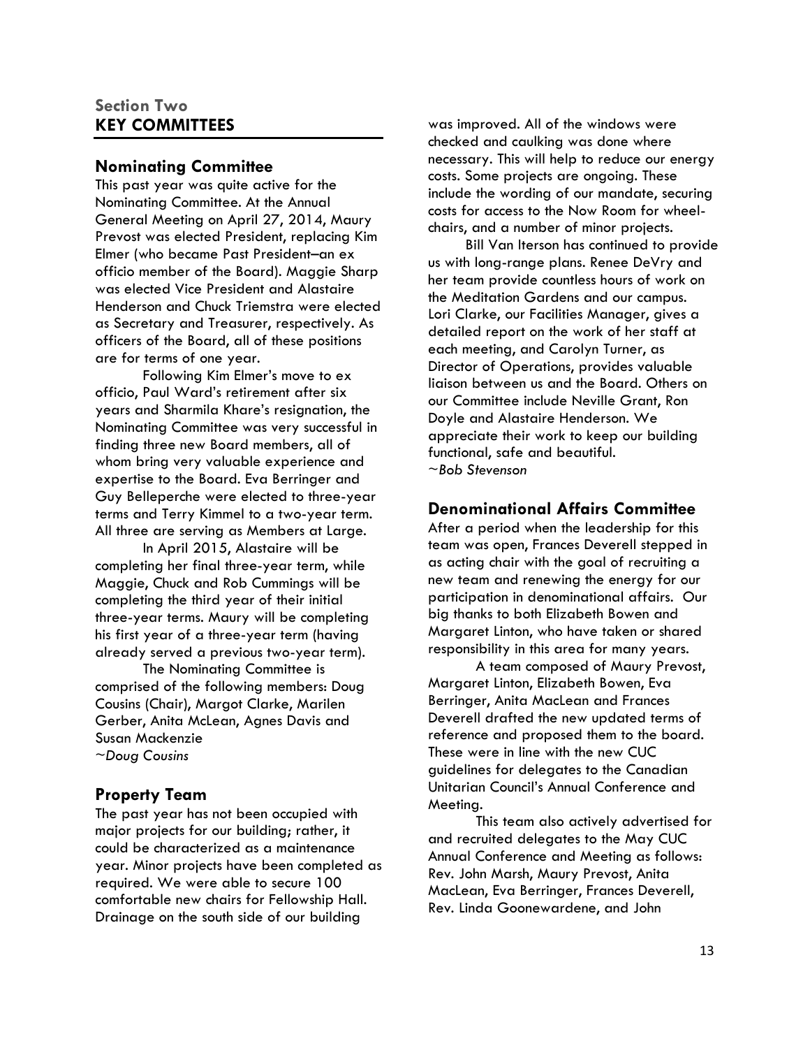## Section Two
## KEY COMMITTEES

### Nominating Committee

This past year was quite active for the Nominating Committee. At the Annual General Meeting on April 27, 2014, Maury Prevost was elected President, replacing Kim Elmer (who became Past President–an ex officio member of the Board). Maggie Sharp was elected Vice President and Alastaire Henderson and Chuck Triemstra were elected as Secretary and Treasurer, respectively. As officers of the Board, all of these positions are for terms of one year.

Following Kim Elmer's move to ex officio, Paul Ward's retirement after six years and Sharmila Khare's resignation, the Nominating Committee was very successful in finding three new Board members, all of whom bring very valuable experience and expertise to the Board. Eva Berringer and Guy Belleperche were elected to three-year terms and Terry Kimmel to a two-year term. All three are serving as Members at Large.

In April 2015, Alastaire will be completing her final three-year term, while Maggie, Chuck and Rob Cummings will be completing the third year of their initial three-year terms. Maury will be completing his first year of a three-year term (having already served a previous two-year term).

The Nominating Committee is comprised of the following members: Doug Cousins (Chair), Margot Clarke, Marilen Gerber, Anita McLean, Agnes Davis and Susan Mackenzie

*~Doug Cousins*

### Property Team

The past year has not been occupied with major projects for our building; rather, it could be characterized as a maintenance year. Minor projects have been completed as required. We were able to secure 100 comfortable new chairs for Fellowship Hall. Drainage on the south side of our building was improved. All of the windows were checked and caulking was done where necessary. This will help to reduce our energy costs. Some projects are ongoing. These include the wording of our mandate, securing costs for access to the Now Room for wheelchairs, and a number of minor projects.

Bill Van Iterson has continued to provide us with long-range plans. Renee DeVry and her team provide countless hours of work on the Meditation Gardens and our campus. Lori Clarke, our Facilities Manager, gives a detailed report on the work of her staff at each meeting, and Carolyn Turner, as Director of Operations, provides valuable liaison between us and the Board. Others on our Committee include Neville Grant, Ron Doyle and Alastaire Henderson. We appreciate their work to keep our building functional, safe and beautiful.

*~Bob Stevenson*

### Denominational Affairs Committee

After a period when the leadership for this team was open, Frances Deverell stepped in as acting chair with the goal of recruiting a new team and renewing the energy for our participation in denominational affairs. Our big thanks to both Elizabeth Bowen and Margaret Linton, who have taken or shared responsibility in this area for many years.

A team composed of Maury Prevost, Margaret Linton, Elizabeth Bowen, Eva Berringer, Anita MacLean and Frances Deverell drafted the new updated terms of reference and proposed them to the board. These were in line with the new CUC guidelines for delegates to the Canadian Unitarian Council's Annual Conference and Meeting.

This team also actively advertised for and recruited delegates to the May CUC Annual Conference and Meeting as follows: Rev. John Marsh, Maury Prevost, Anita MacLean, Eva Berringer, Frances Deverell, Rev. Linda Goonewardene, and John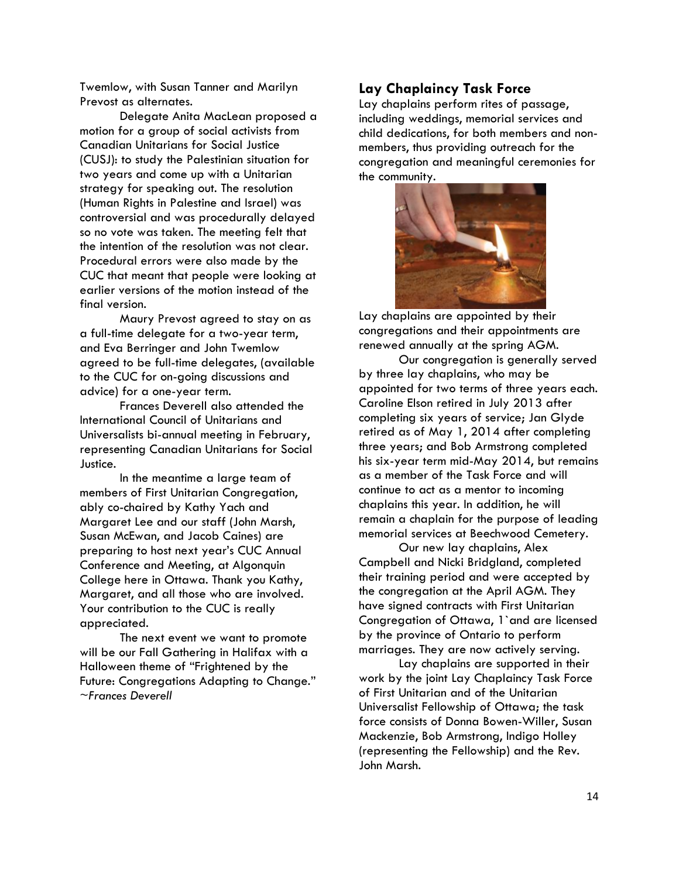Twemlow, with Susan Tanner and Marilyn Prevost as alternates.

Delegate Anita MacLean proposed a motion for a group of social activists from Canadian Unitarians for Social Justice (CUSJ): to study the Palestinian situation for two years and come up with a Unitarian strategy for speaking out. The resolution (Human Rights in Palestine and Israel) was controversial and was procedurally delayed so no vote was taken. The meeting felt that the intention of the resolution was not clear. Procedural errors were also made by the CUC that meant that people were looking at earlier versions of the motion instead of the final version.

Maury Prevost agreed to stay on as a full-time delegate for a two-year term, and Eva Berringer and John Twemlow agreed to be full-time delegates, (available to the CUC for on-going discussions and advice) for a one-year term.

Frances Deverell also attended the International Council of Unitarians and Universalists bi-annual meeting in February, representing Canadian Unitarians for Social Justice.

In the meantime a large team of members of First Unitarian Congregation, ably co-chaired by Kathy Yach and Margaret Lee and our staff (John Marsh, Susan McEwan, and Jacob Caines) are preparing to host next year's CUC Annual Conference and Meeting, at Algonquin College here in Ottawa. Thank you Kathy, Margaret, and all those who are involved. Your contribution to the CUC is really appreciated.

The next event we want to promote will be our Fall Gathering in Halifax with a Halloween theme of "Frightened by the Future: Congregations Adapting to Change." *~Frances Deverell*

## Lay Chaplaincy Task Force

Lay chaplains perform rites of passage, including weddings, memorial services and child dedications, for both members and non-members, thus providing outreach for the congregation and meaningful ceremonies for the community.

Lay chaplains are appointed by their congregations and their appointments are renewed annually at the spring AGM.

Our congregation is generally served by three lay chaplains, who may be appointed for two terms of three years each. Caroline Elson retired in July 2013 after completing six years of service; Jan Glyde retired as of May 1, 2014 after completing three years; and Bob Armstrong completed his six-year term mid-May 2014, but remains as a member of the Task Force and will continue to act as a mentor to incoming chaplains this year. In addition, he will remain a chaplain for the purpose of leading memorial services at Beechwood Cemetery.

Our new lay chaplains, Alex Campbell and Nicki Bridgland, completed their training period and were accepted by the congregation at the April AGM. They have signed contracts with First Unitarian Congregation of Ottawa, 1`and are licensed by the province of Ontario to perform marriages. They are now actively serving.

Lay chaplains are supported in their work by the joint Lay Chaplaincy Task Force of First Unitarian and of the Unitarian Universalist Fellowship of Ottawa; the task force consists of Donna Bowen-Willer, Susan Mackenzie, Bob Armstrong, Indigo Holley (representing the Fellowship) and the Rev. John Marsh.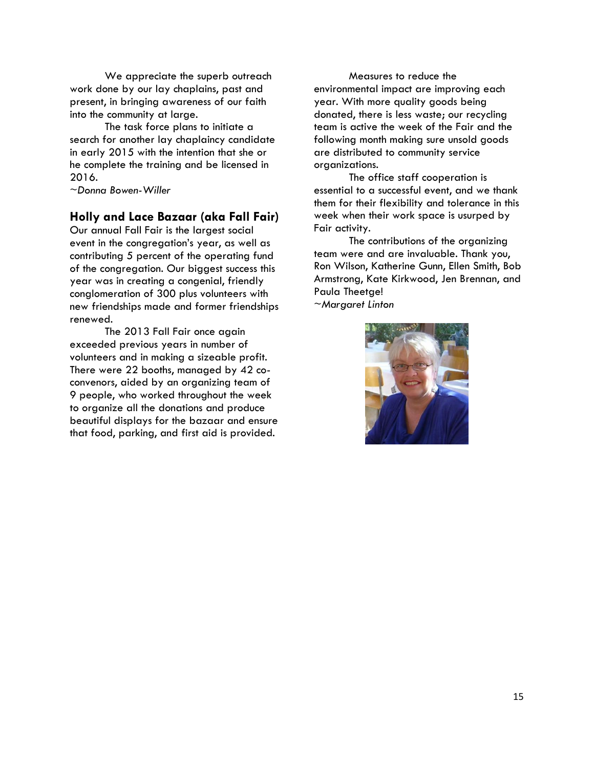We appreciate the superb outreach work done by our lay chaplains, past and present, in bringing awareness of our faith into the community at large.

The task force plans to initiate a search for another lay chaplaincy candidate in early 2015 with the intention that she or he complete the training and be licensed in 2016.

*~Donna Bowen-Willer*

## Holly and Lace Bazaar (aka Fall Fair)

Our annual Fall Fair is the largest social event in the congregation's year, as well as contributing 5 percent of the operating fund of the congregation. Our biggest success this year was in creating a congenial, friendly conglomeration of 300 plus volunteers with new friendships made and former friendships renewed.

The 2013 Fall Fair once again exceeded previous years in number of volunteers and in making a sizeable profit. There were 22 booths, managed by 42 co-convenors, aided by an organizing team of 9 people, who worked throughout the week to organize all the donations and produce beautiful displays for the bazaar and ensure that food, parking, and first aid is provided.

Measures to reduce the environmental impact are improving each year. With more quality goods being donated, there is less waste; our recycling team is active the week of the Fair and the following month making sure unsold goods are distributed to community service organizations.

The office staff cooperation is essential to a successful event, and we thank them for their flexibility and tolerance in this week when their work space is usurped by Fair activity.

The contributions of the organizing team were and are invaluable. Thank you, Ron Wilson, Katherine Gunn, Ellen Smith, Bob Armstrong, Kate Kirkwood, Jen Brennan, and Paula Theetge!

*~Margaret Linton*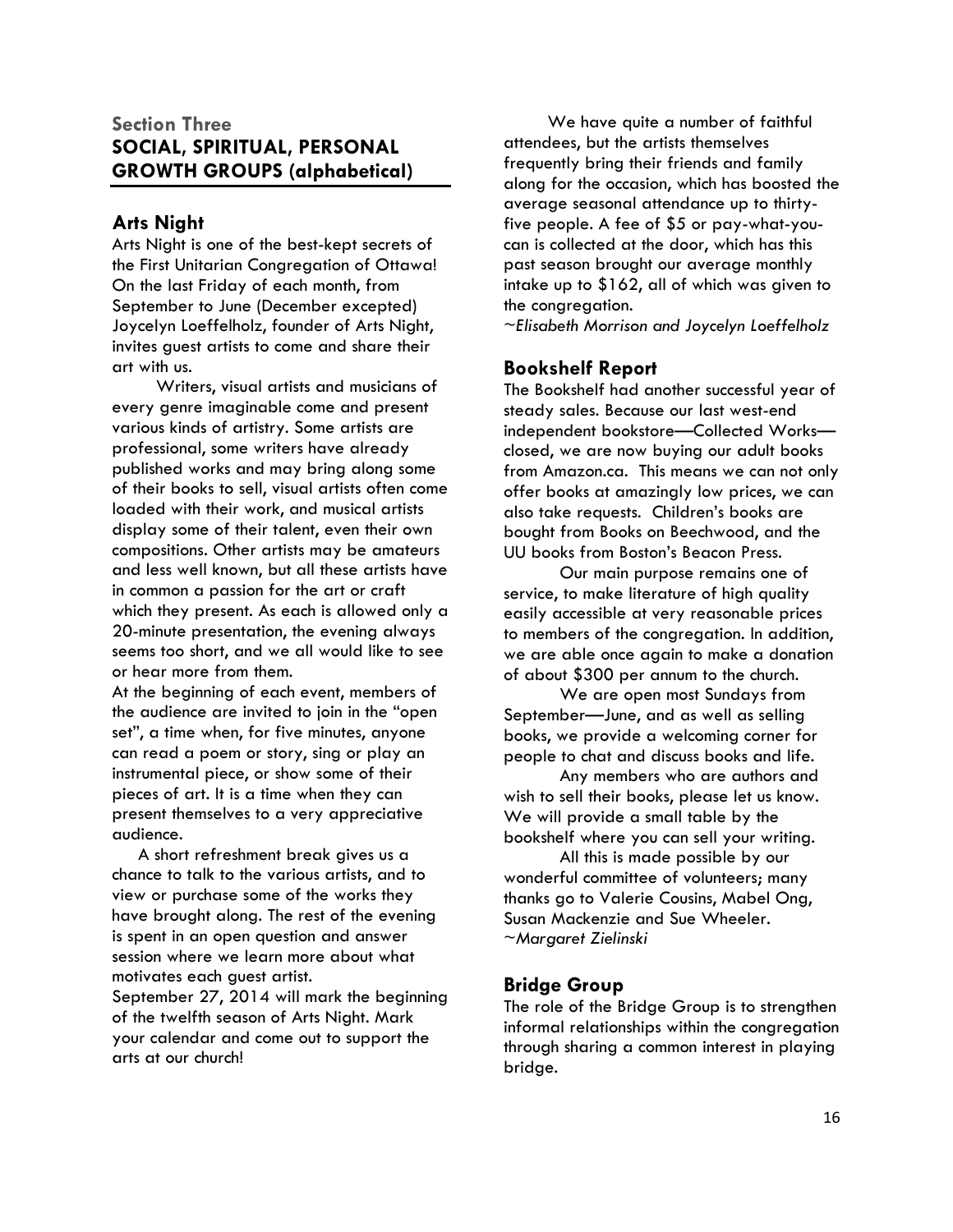## Section Three

## SOCIAL, SPIRITUAL, PERSONAL GROWTH GROUPS (alphabetical)

### Arts Night

Arts Night is one of the best-kept secrets of the First Unitarian Congregation of Ottawa! On the last Friday of each month, from September to June (December excepted) Joycelyn Loeffelholz, founder of Arts Night, invites guest artists to come and share their art with us.

Writers, visual artists and musicians of every genre imaginable come and present various kinds of artistry. Some artists are professional, some writers have already published works and may bring along some of their books to sell, visual artists often come loaded with their work, and musical artists display some of their talent, even their own compositions. Other artists may be amateurs and less well known, but all these artists have in common a passion for the art or craft which they present. As each is allowed only a 20-minute presentation, the evening always seems too short, and we all would like to see or hear more from them.

At the beginning of each event, members of the audience are invited to join in the "open set", a time when, for five minutes, anyone can read a poem or story, sing or play an instrumental piece, or show some of their pieces of art. It is a time when they can present themselves to a very appreciative audience.

A short refreshment break gives us a chance to talk to the various artists, and to view or purchase some of the works they have brought along. The rest of the evening is spent in an open question and answer session where we learn more about what motivates each guest artist.

September 27, 2014 will mark the beginning of the twelfth season of Arts Night. Mark your calendar and come out to support the arts at our church!

We have quite a number of faithful attendees, but the artists themselves frequently bring their friends and family along for the occasion, which has boosted the average seasonal attendance up to thirty-five people. A fee of $5 or pay-what-you-can is collected at the door, which has this past season brought our average monthly intake up to $162, all of which was given to the congregation.

*~Elisabeth Morrison and Joycelyn Loeffelholz*

### Bookshelf Report

The Bookshelf had another successful year of steady sales. Because our last west-end independent bookstore—Collected Works—closed, we are now buying our adult books from Amazon.ca. This means we can not only offer books at amazingly low prices, we can also take requests. Children's books are bought from Books on Beechwood, and the UU books from Boston's Beacon Press.

Our main purpose remains one of service, to make literature of high quality easily accessible at very reasonable prices to members of the congregation. In addition, we are able once again to make a donation of about $300 per annum to the church.

We are open most Sundays from September—June, and as well as selling books, we provide a welcoming corner for people to chat and discuss books and life.

Any members who are authors and wish to sell their books, please let us know. We will provide a small table by the bookshelf where you can sell your writing.

All this is made possible by our wonderful committee of volunteers; many thanks go to Valerie Cousins, Mabel Ong, Susan Mackenzie and Sue Wheeler.

*~Margaret Zielinski*

### Bridge Group

The role of the Bridge Group is to strengthen informal relationships within the congregation through sharing a common interest in playing bridge.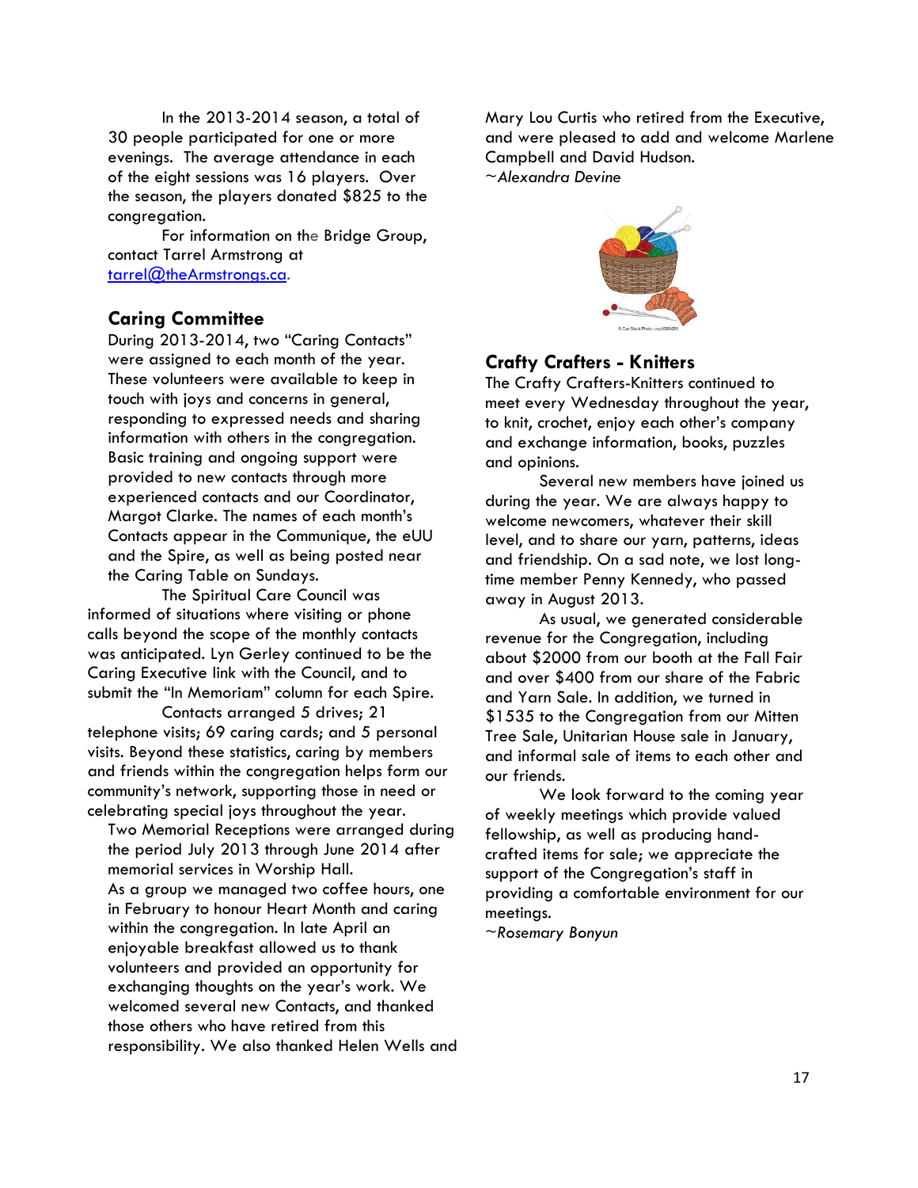In the 2013-2014 season, a total of 30 people participated for one or more evenings. The average attendance in each of the eight sessions was 16 players. Over the season, the players donated $825 to the congregation.

For information on the Bridge Group, contact Tarrel Armstrong at tarrel@theArmstrongs.ca.

## Caring Committee

During 2013-2014, two “Caring Contacts” were assigned to each month of the year. These volunteers were available to keep in touch with joys and concerns in general, responding to expressed needs and sharing information with others in the congregation. Basic training and ongoing support were provided to new contacts through more experienced contacts and our Coordinator, Margot Clarke. The names of each month’s Contacts appear in the Communique, the eUU and the Spire, as well as being posted near the Caring Table on Sundays.

The Spiritual Care Council was informed of situations where visiting or phone calls beyond the scope of the monthly contacts was anticipated. Lyn Gerley continued to be the Caring Executive link with the Council, and to submit the “In Memoriam” column for each Spire.

Contacts arranged 5 drives; 21 telephone visits; 69 caring cards; and 5 personal visits. Beyond these statistics, caring by members and friends within the congregation helps form our community’s network, supporting those in need or celebrating special joys throughout the year.

Two Memorial Receptions were arranged during the period July 2013 through June 2014 after memorial services in Worship Hall.

As a group we managed two coffee hours, one in February to honour Heart Month and caring within the congregation. In late April an enjoyable breakfast allowed us to thank volunteers and provided an opportunity for exchanging thoughts on the year’s work. We welcomed several new Contacts, and thanked those others who have retired from this responsibility. We also thanked Helen Wells and Mary Lou Curtis who retired from the Executive, and were pleased to add and welcome Marlene Campbell and David Hudson.

*~Alexandra Devine*

## Crafty Crafters - Knitters

The Crafty Crafters-Knitters continued to meet every Wednesday throughout the year, to knit, crochet, enjoy each other’s company and exchange information, books, puzzles and opinions.

Several new members have joined us during the year. We are always happy to welcome newcomers, whatever their skill level, and to share our yarn, patterns, ideas and friendship. On a sad note, we lost long-time member Penny Kennedy, who passed away in August 2013.

As usual, we generated considerable revenue for the Congregation, including about $2000 from our booth at the Fall Fair and over $400 from our share of the Fabric and Yarn Sale. In addition, we turned in $1535 to the Congregation from our Mitten Tree Sale, Unitarian House sale in January, and informal sale of items to each other and our friends.

We look forward to the coming year of weekly meetings which provide valued fellowship, as well as producing hand-crafted items for sale; we appreciate the support of the Congregation’s staff in providing a comfortable environment for our meetings.

*~Rosemary Bonyun*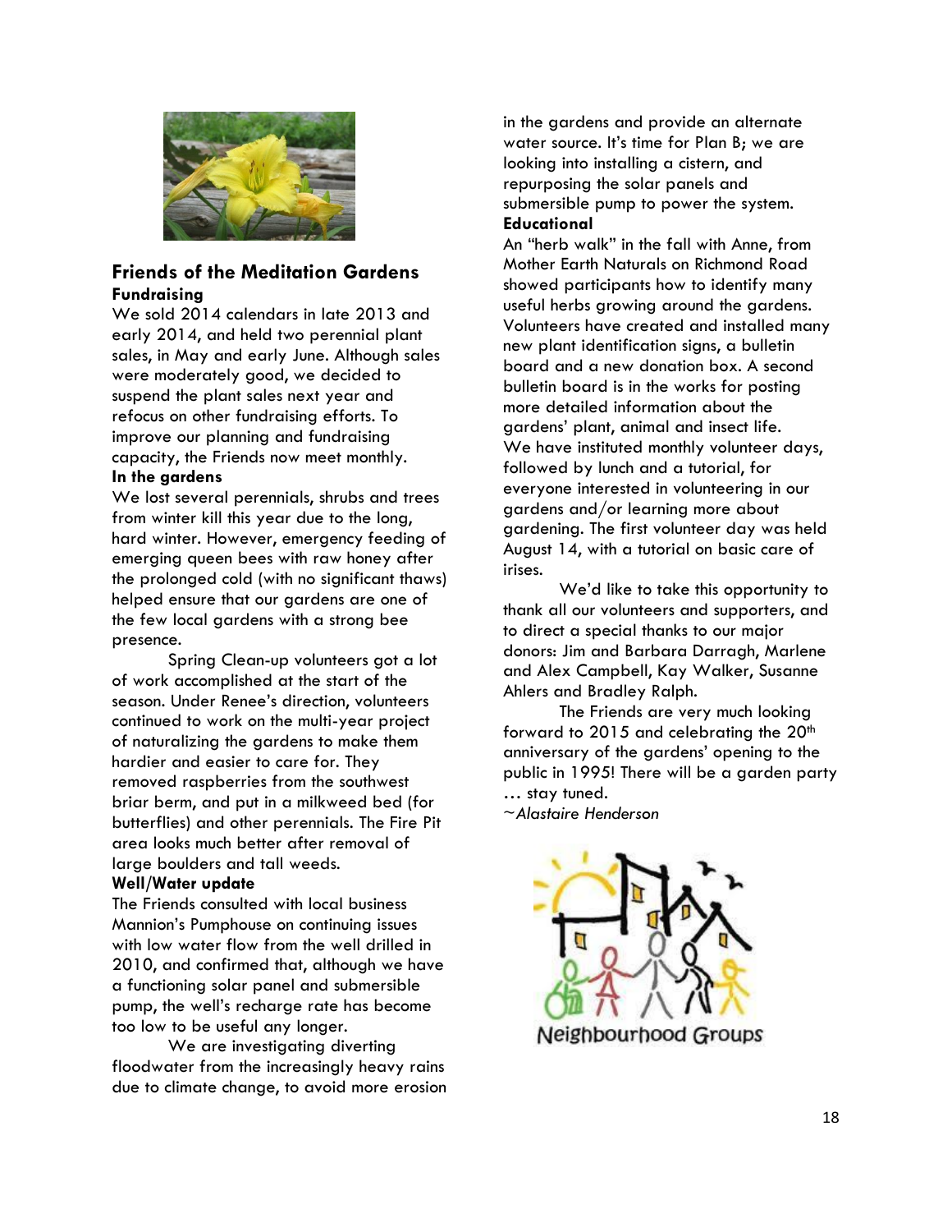## Friends of the Meditation Gardens

**Fundraising**

We sold 2014 calendars in late 2013 and early 2014, and held two perennial plant sales, in May and early June. Although sales were moderately good, we decided to suspend the plant sales next year and refocus on other fundraising efforts. To improve our planning and fundraising capacity, the Friends now meet monthly.

**In the gardens**

We lost several perennials, shrubs and trees from winter kill this year due to the long, hard winter. However, emergency feeding of emerging queen bees with raw honey after the prolonged cold (with no significant thaws) helped ensure that our gardens are one of the few local gardens with a strong bee presence.

Spring Clean-up volunteers got a lot of work accomplished at the start of the season. Under Renee's direction, volunteers continued to work on the multi-year project of naturalizing the gardens to make them hardier and easier to care for. They removed raspberries from the southwest briar berm, and put in a milkweed bed (for butterflies) and other perennials. The Fire Pit area looks much better after removal of large boulders and tall weeds.

**Well/Water update**

The Friends consulted with local business Mannion's Pumphouse on continuing issues with low water flow from the well drilled in 2010, and confirmed that, although we have a functioning solar panel and submersible pump, the well's recharge rate has become too low to be useful any longer.

We are investigating diverting floodwater from the increasingly heavy rains due to climate change, to avoid more erosion in the gardens and provide an alternate water source. It's time for Plan B; we are looking into installing a cistern, and repurposing the solar panels and submersible pump to power the system.

**Educational**

An "herb walk" in the fall with Anne, from Mother Earth Naturals on Richmond Road showed participants how to identify many useful herbs growing around the gardens. Volunteers have created and installed many new plant identification signs, a bulletin board and a new donation box. A second bulletin board is in the works for posting more detailed information about the gardens' plant, animal and insect life. We have instituted monthly volunteer days, followed by lunch and a tutorial, for everyone interested in volunteering in our gardens and/or learning more about gardening. The first volunteer day was held August 14, with a tutorial on basic care of irises.

We'd like to take this opportunity to thank all our volunteers and supporters, and to direct a special thanks to our major donors: Jim and Barbara Darragh, Marlene and Alex Campbell, Kay Walker, Susanne Ahlers and Bradley Ralph.

The Friends are very much looking forward to 2015 and celebrating the 20th anniversary of the gardens' opening to the public in 1995! There will be a garden party … stay tuned.

~*Alastaire Henderson*

Neighbourhood Groups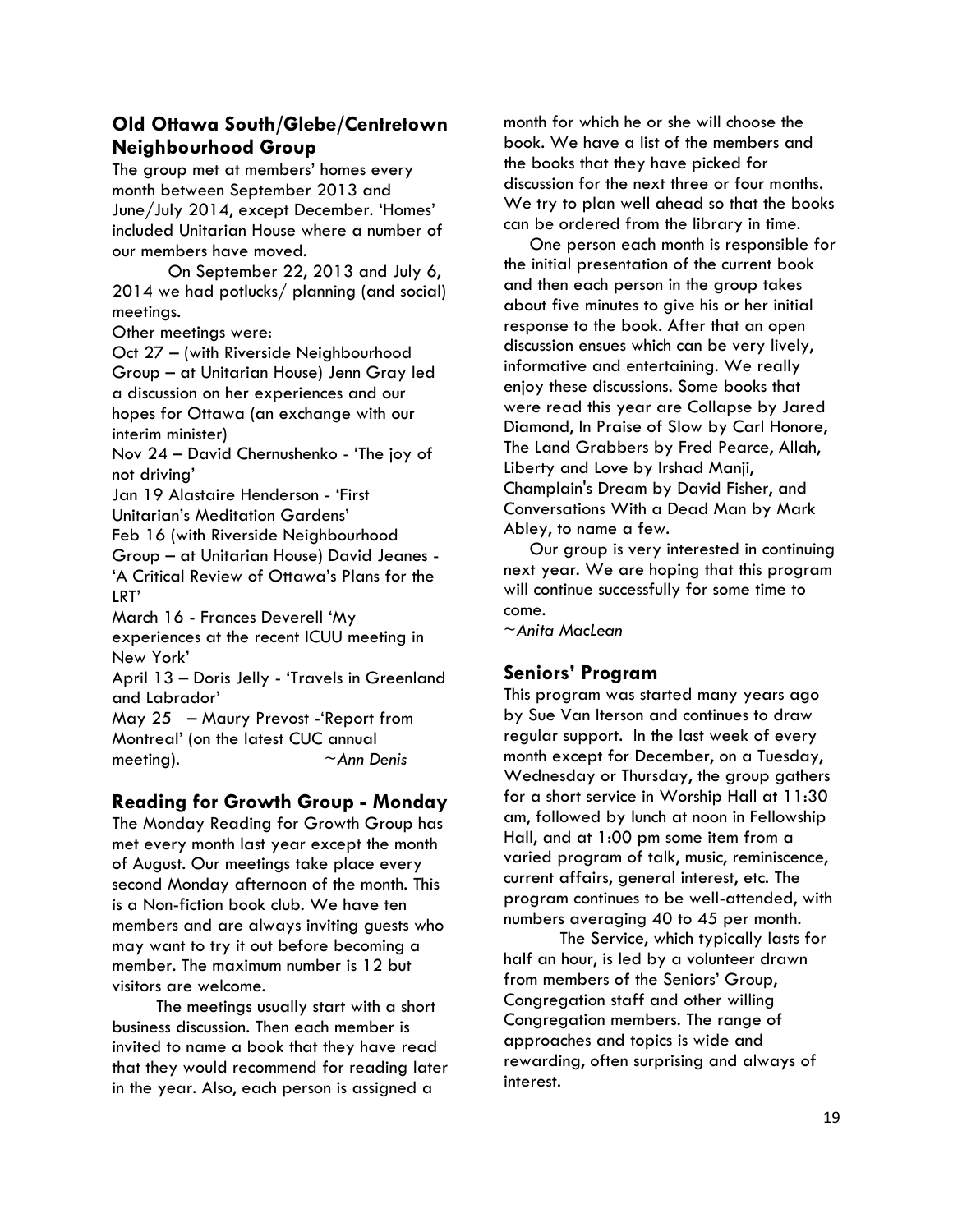## Old Ottawa South/Glebe/Centretown Neighbourhood Group

The group met at members' homes every month between September 2013 and June/July 2014, except December. 'Homes' included Unitarian House where a number of our members have moved.

On September 22, 2013 and July 6, 2014 we had potlucks/ planning (and social) meetings.

Other meetings were:

Oct 27 – (with Riverside Neighbourhood Group – at Unitarian House) Jenn Gray led a discussion on her experiences and our hopes for Ottawa (an exchange with our interim minister)

Nov 24 – David Chernushenko - 'The joy of not driving'

Jan 19 Alastaire Henderson - 'First Unitarian's Meditation Gardens'

Feb 16 (with Riverside Neighbourhood Group – at Unitarian House) David Jeanes - 'A Critical Review of Ottawa's Plans for the LRT'

March 16 - Frances Deverell 'My experiences at the recent ICUU meeting in New York'

April 13 – Doris Jelly - 'Travels in Greenland and Labrador'

May 25 – Maury Prevost -'Report from Montreal' (on the latest CUC annual meeting).

*~Ann Denis*

## Reading for Growth Group - Monday

The Monday Reading for Growth Group has met every month last year except the month of August. Our meetings take place every second Monday afternoon of the month. This is a Non-fiction book club. We have ten members and are always inviting guests who may want to try it out before becoming a member. The maximum number is 12 but visitors are welcome.

The meetings usually start with a short business discussion. Then each member is invited to name a book that they have read that they would recommend for reading later in the year. Also, each person is assigned a month for which he or she will choose the book. We have a list of the members and the books that they have picked for discussion for the next three or four months. We try to plan well ahead so that the books can be ordered from the library in time.

One person each month is responsible for the initial presentation of the current book and then each person in the group takes about five minutes to give his or her initial response to the book. After that an open discussion ensues which can be very lively, informative and entertaining. We really enjoy these discussions. Some books that were read this year are Collapse by Jared Diamond, In Praise of Slow by Carl Honore, The Land Grabbers by Fred Pearce, Allah, Liberty and Love by Irshad Manji, Champlain's Dream by David Fisher, and Conversations With a Dead Man by Mark Abley, to name a few.

Our group is very interested in continuing next year. We are hoping that this program will continue successfully for some time to come.

*~Anita MacLean*

## Seniors' Program

This program was started many years ago by Sue Van Iterson and continues to draw regular support. In the last week of every month except for December, on a Tuesday, Wednesday or Thursday, the group gathers for a short service in Worship Hall at 11:30 am, followed by lunch at noon in Fellowship Hall, and at 1:00 pm some item from a varied program of talk, music, reminiscence, current affairs, general interest, etc. The program continues to be well-attended, with numbers averaging 40 to 45 per month.

The Service, which typically lasts for half an hour, is led by a volunteer drawn from members of the Seniors' Group, Congregation staff and other willing Congregation members. The range of approaches and topics is wide and rewarding, often surprising and always of interest.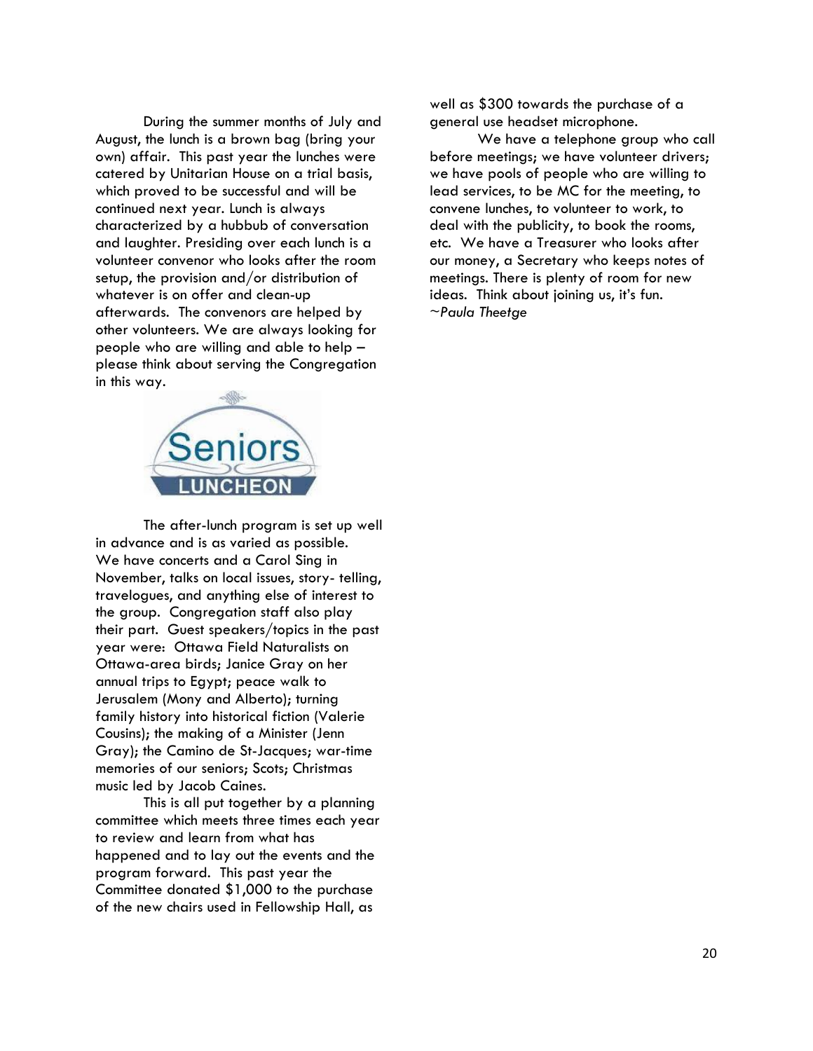During the summer months of July and August, the lunch is a brown bag (bring your own) affair. This past year the lunches were catered by Unitarian House on a trial basis, which proved to be successful and will be continued next year. Lunch is always characterized by a hubbub of conversation and laughter. Presiding over each lunch is a volunteer convenor who looks after the room setup, the provision and/or distribution of whatever is on offer and clean-up afterwards. The convenors are helped by other volunteers. We are always looking for people who are willing and able to help – please think about serving the Congregation in this way.

The after-lunch program is set up well in advance and is as varied as possible. We have concerts and a Carol Sing in November, talks on local issues, story- telling, travelogues, and anything else of interest to the group. Congregation staff also play their part. Guest speakers/topics in the past year were: Ottawa Field Naturalists on Ottawa-area birds; Janice Gray on her annual trips to Egypt; peace walk to Jerusalem (Mony and Alberto); turning family history into historical fiction (Valerie Cousins); the making of a Minister (Jenn Gray); the Camino de St-Jacques; war-time memories of our seniors; Scots; Christmas music led by Jacob Caines.

This is all put together by a planning committee which meets three times each year to review and learn from what has happened and to lay out the events and the program forward. This past year the Committee donated $1,000 to the purchase of the new chairs used in Fellowship Hall, as well as $300 towards the purchase of a general use headset microphone.

We have a telephone group who call before meetings; we have volunteer drivers; we have pools of people who are willing to lead services, to be MC for the meeting, to convene lunches, to volunteer to work, to deal with the publicity, to book the rooms, etc. We have a Treasurer who looks after our money, a Secretary who keeps notes of meetings. There is plenty of room for new ideas. Think about joining us, it's fun.

*~Paula Theetge*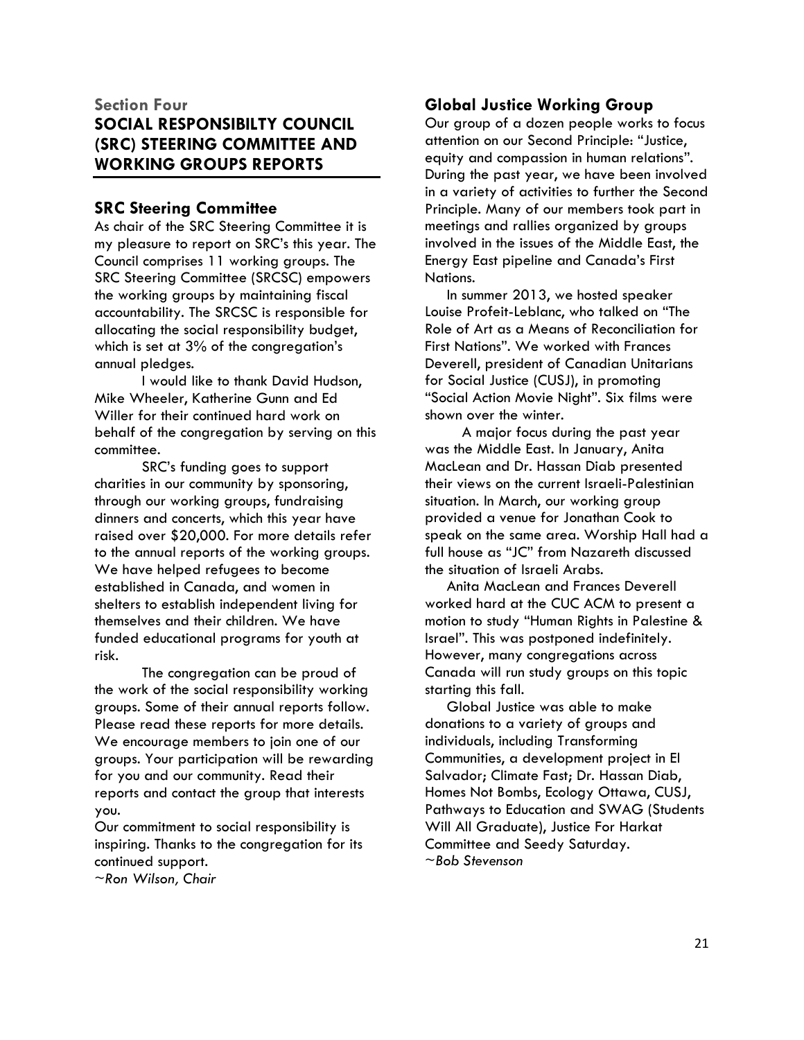## Section Four
# SOCIAL RESPONSIBILTY COUNCIL (SRC) STEERING COMMITTEE AND WORKING GROUPS REPORTS

### SRC Steering Committee

As chair of the SRC Steering Committee it is my pleasure to report on SRC's this year. The Council comprises 11 working groups. The SRC Steering Committee (SRCSC) empowers the working groups by maintaining fiscal accountability. The SRCSC is responsible for allocating the social responsibility budget, which is set at 3% of the congregation's annual pledges.

I would like to thank David Hudson, Mike Wheeler, Katherine Gunn and Ed Willer for their continued hard work on behalf of the congregation by serving on this committee.

SRC's funding goes to support charities in our community by sponsoring, through our working groups, fundraising dinners and concerts, which this year have raised over $20,000. For more details refer to the annual reports of the working groups. We have helped refugees to become established in Canada, and women in shelters to establish independent living for themselves and their children. We have funded educational programs for youth at risk.

The congregation can be proud of the work of the social responsibility working groups. Some of their annual reports follow. Please read these reports for more details. We encourage members to join one of our groups. Your participation will be rewarding for you and our community. Read their reports and contact the group that interests you.

Our commitment to social responsibility is inspiring. Thanks to the congregation for its continued support.

*~Ron Wilson, Chair*

### Global Justice Working Group

Our group of a dozen people works to focus attention on our Second Principle: "Justice, equity and compassion in human relations". During the past year, we have been involved in a variety of activities to further the Second Principle. Many of our members took part in meetings and rallies organized by groups involved in the issues of the Middle East, the Energy East pipeline and Canada's First Nations.

In summer 2013, we hosted speaker Louise Profeit-Leblanc, who talked on "The Role of Art as a Means of Reconciliation for First Nations". We worked with Frances Deverell, president of Canadian Unitarians for Social Justice (CUSJ), in promoting "Social Action Movie Night". Six films were shown over the winter.

A major focus during the past year was the Middle East. In January, Anita MacLean and Dr. Hassan Diab presented their views on the current Israeli-Palestinian situation. In March, our working group provided a venue for Jonathan Cook to speak on the same area. Worship Hall had a full house as "JC" from Nazareth discussed the situation of Israeli Arabs.

Anita MacLean and Frances Deverell worked hard at the CUC ACM to present a motion to study "Human Rights in Palestine & Israel". This was postponed indefinitely. However, many congregations across Canada will run study groups on this topic starting this fall.

Global Justice was able to make donations to a variety of groups and individuals, including Transforming Communities, a development project in El Salvador; Climate Fast; Dr. Hassan Diab, Homes Not Bombs, Ecology Ottawa, CUSJ, Pathways to Education and SWAG (Students Will All Graduate), Justice For Harkat Committee and Seedy Saturday.

*~Bob Stevenson*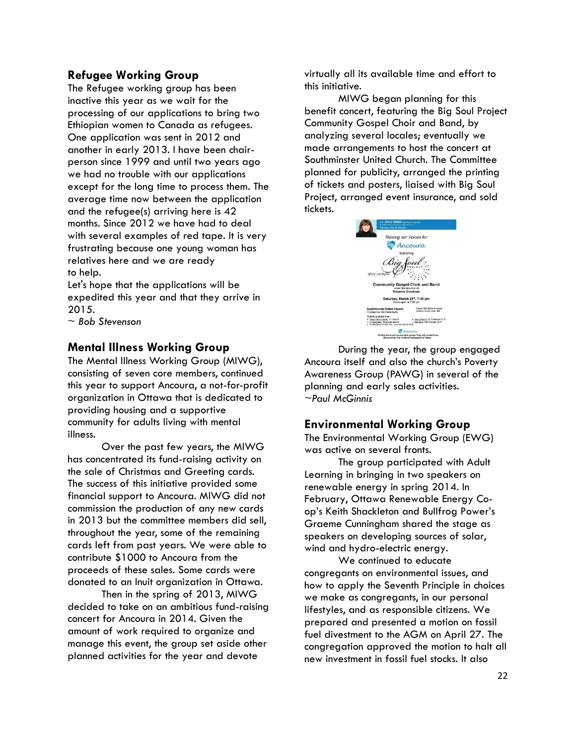## Refugee Working Group

The Refugee working group has been inactive this year as we wait for the processing of our applications to bring two Ethiopian women to Canada as refugees. One application was sent in 2012 and another in early 2013. I have been chair-person since 1999 and until two years ago we had no trouble with our applications except for the long time to process them. The average time now between the application and the refugee(s) arriving here is 42 months. Since 2012 we have had to deal with several examples of red tape. It is very frustrating because one young woman has relatives here and we are ready to help.

Let's hope that the applications will be expedited this year and that they arrive in 2015.

~ *Bob Stevenson*

## Mental Illness Working Group

The Mental Illness Working Group (MIWG), consisting of seven core members, continued this year to support Ancoura, a not-for-profit organization in Ottawa that is dedicated to providing housing and a supportive community for adults living with mental illness.

Over the past few years, the MIWG has concentrated its fund-raising activity on the sale of Christmas and Greeting cards. The success of this initiative provided some financial support to Ancoura. MIWG did not commission the production of any new cards in 2013 but the committee members did sell, throughout the year, some of the remaining cards left from past years. We were able to contribute $1000 to Ancoura from the proceeds of these sales. Some cards were donated to an Inuit organization in Ottawa.

Then in the spring of 2013, MIWG decided to take on an ambitious fund-raising concert for Ancoura in 2014. Given the amount of work required to organize and manage this event, the group set aside other planned activities for the year and devote virtually all its available time and effort to this initiative.

MIWG began planning for this benefit concert, featuring the Big Soul Project Community Gospel Choir and Band, by analyzing several locales; eventually we made arrangements to host the concert at Southminster United Church. The Committee planned for publicity, arranged the printing of tickets and posters, liaised with Big Soul Project, arranged event insurance, and sold tickets.

During the year, the group engaged Ancoura itself and also the church's Poverty Awareness Group (PAWG) in several of the planning and early sales activities.

~*Paul McGinnis*

## Environmental Working Group

The Environmental Working Group (EWG) was active on several fronts.

The group participated with Adult Learning in bringing in two speakers on renewable energy in spring 2014. In February, Ottawa Renewable Energy Co-op's Keith Shackleton and Bullfrog Power's Graeme Cunningham shared the stage as speakers on developing sources of solar, wind and hydro-electric energy.

We continued to educate congregants on environmental issues, and how to apply the Seventh Principle in choices we make as congregants, in our personal lifestyles, and as responsible citizens. We prepared and presented a motion on fossil fuel divestment to the AGM on April 27. The congregation approved the motion to halt all new investment in fossil fuel stocks. It also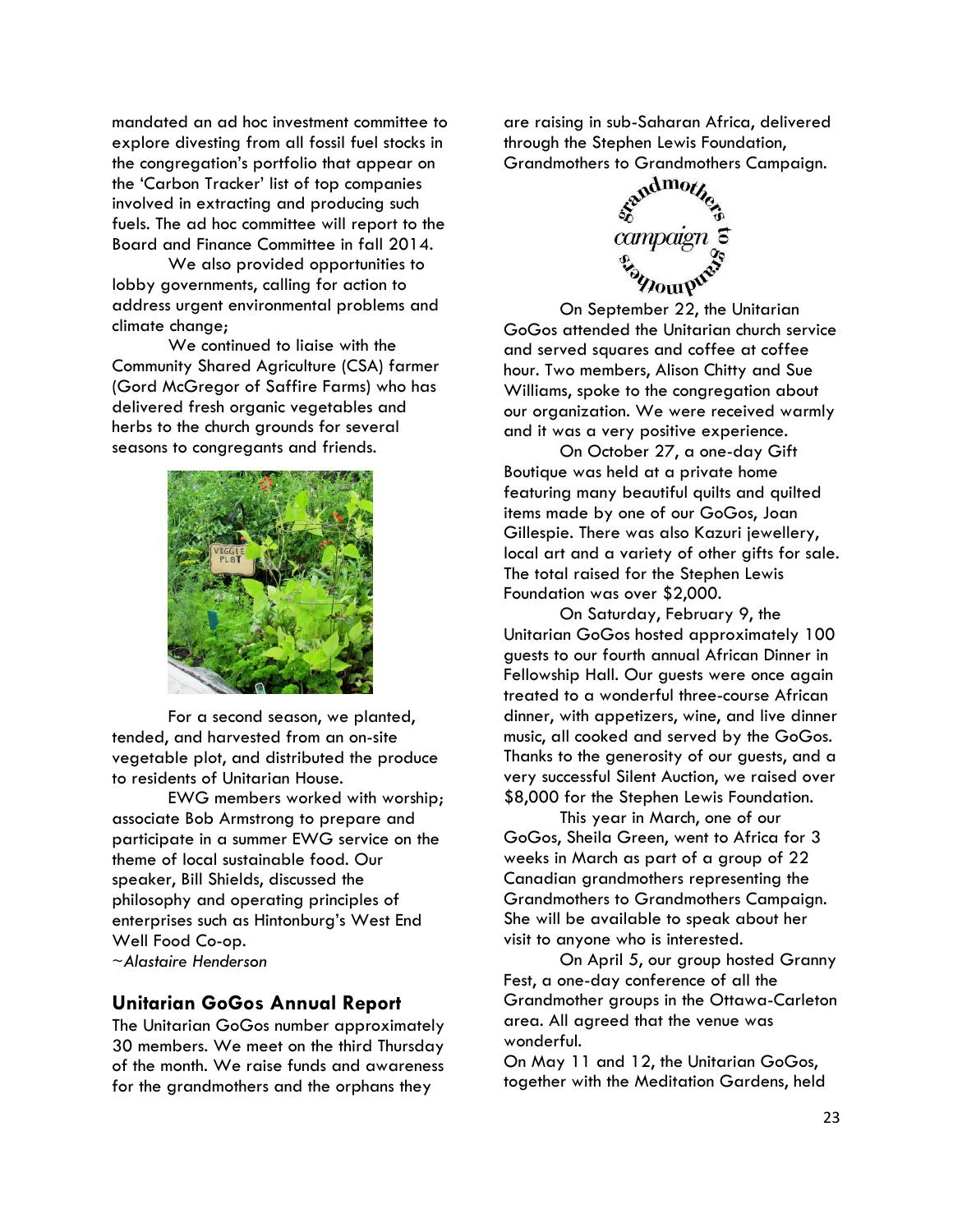mandated an ad hoc investment committee to explore divesting from all fossil fuel stocks in the congregation's portfolio that appear on the 'Carbon Tracker' list of top companies involved in extracting and producing such fuels. The ad hoc committee will report to the Board and Finance Committee in fall 2014.

We also provided opportunities to lobby governments, calling for action to address urgent environmental problems and climate change;

We continued to liaise with the Community Shared Agriculture (CSA) farmer (Gord McGregor of Saffire Farms) who has delivered fresh organic vegetables and herbs to the church grounds for several seasons to congregants and friends.

For a second season, we planted, tended, and harvested from an on-site vegetable plot, and distributed the produce to residents of Unitarian House.

EWG members worked with worship; associate Bob Armstrong to prepare and participate in a summer EWG service on the theme of local sustainable food. Our speaker, Bill Shields, discussed the philosophy and operating principles of enterprises such as Hintonburg's West End Well Food Co-op.

*~Alastaire Henderson*

## Unitarian GoGos Annual Report

The Unitarian GoGos number approximately 30 members. We meet on the third Thursday of the month. We raise funds and awareness for the grandmothers and the orphans they are raising in sub-Saharan Africa, delivered through the Stephen Lewis Foundation, Grandmothers to Grandmothers Campaign.

On September 22, the Unitarian GoGos attended the Unitarian church service and served squares and coffee at coffee hour. Two members, Alison Chitty and Sue Williams, spoke to the congregation about our organization. We were received warmly and it was a very positive experience.

On October 27, a one-day Gift Boutique was held at a private home featuring many beautiful quilts and quilted items made by one of our GoGos, Joan Gillespie. There was also Kazuri jewellery, local art and a variety of other gifts for sale. The total raised for the Stephen Lewis Foundation was over $2,000.

On Saturday, February 9, the Unitarian GoGos hosted approximately 100 guests to our fourth annual African Dinner in Fellowship Hall. Our guests were once again treated to a wonderful three-course African dinner, with appetizers, wine, and live dinner music, all cooked and served by the GoGos. Thanks to the generosity of our guests, and a very successful Silent Auction, we raised over $8,000 for the Stephen Lewis Foundation.

This year in March, one of our GoGos, Sheila Green, went to Africa for 3 weeks in March as part of a group of 22 Canadian grandmothers representing the Grandmothers to Grandmothers Campaign. She will be available to speak about her visit to anyone who is interested.

On April 5, our group hosted Granny Fest, a one-day conference of all the Grandmother groups in the Ottawa-Carleton area. All agreed that the venue was wonderful.

On May 11 and 12, the Unitarian GoGos, together with the Meditation Gardens, held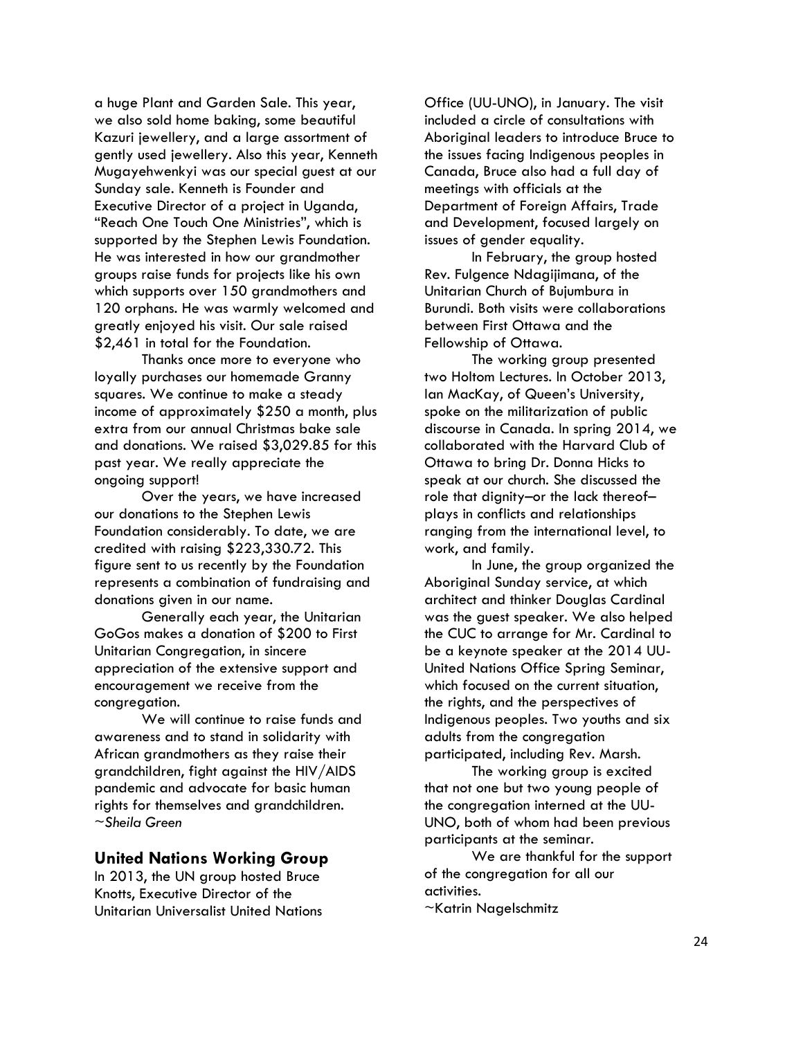a huge Plant and Garden Sale. This year, we also sold home baking, some beautiful Kazuri jewellery, and a large assortment of gently used jewellery. Also this year, Kenneth Mugayehwenkyi was our special guest at our Sunday sale. Kenneth is Founder and Executive Director of a project in Uganda, "Reach One Touch One Ministries", which is supported by the Stephen Lewis Foundation. He was interested in how our grandmother groups raise funds for projects like his own which supports over 150 grandmothers and 120 orphans. He was warmly welcomed and greatly enjoyed his visit. Our sale raised $2,461 in total for the Foundation.

Thanks once more to everyone who loyally purchases our homemade Granny squares. We continue to make a steady income of approximately $250 a month, plus extra from our annual Christmas bake sale and donations. We raised $3,029.85 for this past year. We really appreciate the ongoing support!

Over the years, we have increased our donations to the Stephen Lewis Foundation considerably. To date, we are credited with raising $223,330.72. This figure sent to us recently by the Foundation represents a combination of fundraising and donations given in our name.

Generally each year, the Unitarian GoGos makes a donation of $200 to First Unitarian Congregation, in sincere appreciation of the extensive support and encouragement we receive from the congregation.

We will continue to raise funds and awareness and to stand in solidarity with African grandmothers as they raise their grandchildren, fight against the HIV/AIDS pandemic and advocate for basic human rights for themselves and grandchildren.
~*Sheila Green*

## United Nations Working Group

In 2013, the UN group hosted Bruce Knotts, Executive Director of the Unitarian Universalist United Nations Office (UU-UNO), in January. The visit included a circle of consultations with Aboriginal leaders to introduce Bruce to the issues facing Indigenous peoples in Canada, Bruce also had a full day of meetings with officials at the Department of Foreign Affairs, Trade and Development, focused largely on issues of gender equality.

In February, the group hosted Rev. Fulgence Ndagijimana, of the Unitarian Church of Bujumbura in Burundi. Both visits were collaborations between First Ottawa and the Fellowship of Ottawa.

The working group presented two Holtom Lectures. In October 2013, Ian MacKay, of Queen's University, spoke on the militarization of public discourse in Canada. In spring 2014, we collaborated with the Harvard Club of Ottawa to bring Dr. Donna Hicks to speak at our church. She discussed the role that dignity–or the lack thereof–plays in conflicts and relationships ranging from the international level, to work, and family.

In June, the group organized the Aboriginal Sunday service, at which architect and thinker Douglas Cardinal was the guest speaker. We also helped the CUC to arrange for Mr. Cardinal to be a keynote speaker at the 2014 UU-United Nations Office Spring Seminar, which focused on the current situation, the rights, and the perspectives of Indigenous peoples. Two youths and six adults from the congregation participated, including Rev. Marsh.

The working group is excited that not one but two young people of the congregation interned at the UU-UNO, both of whom had been previous participants at the seminar.

We are thankful for the support of the congregation for all our activities.
~Katrin Nagelschmitz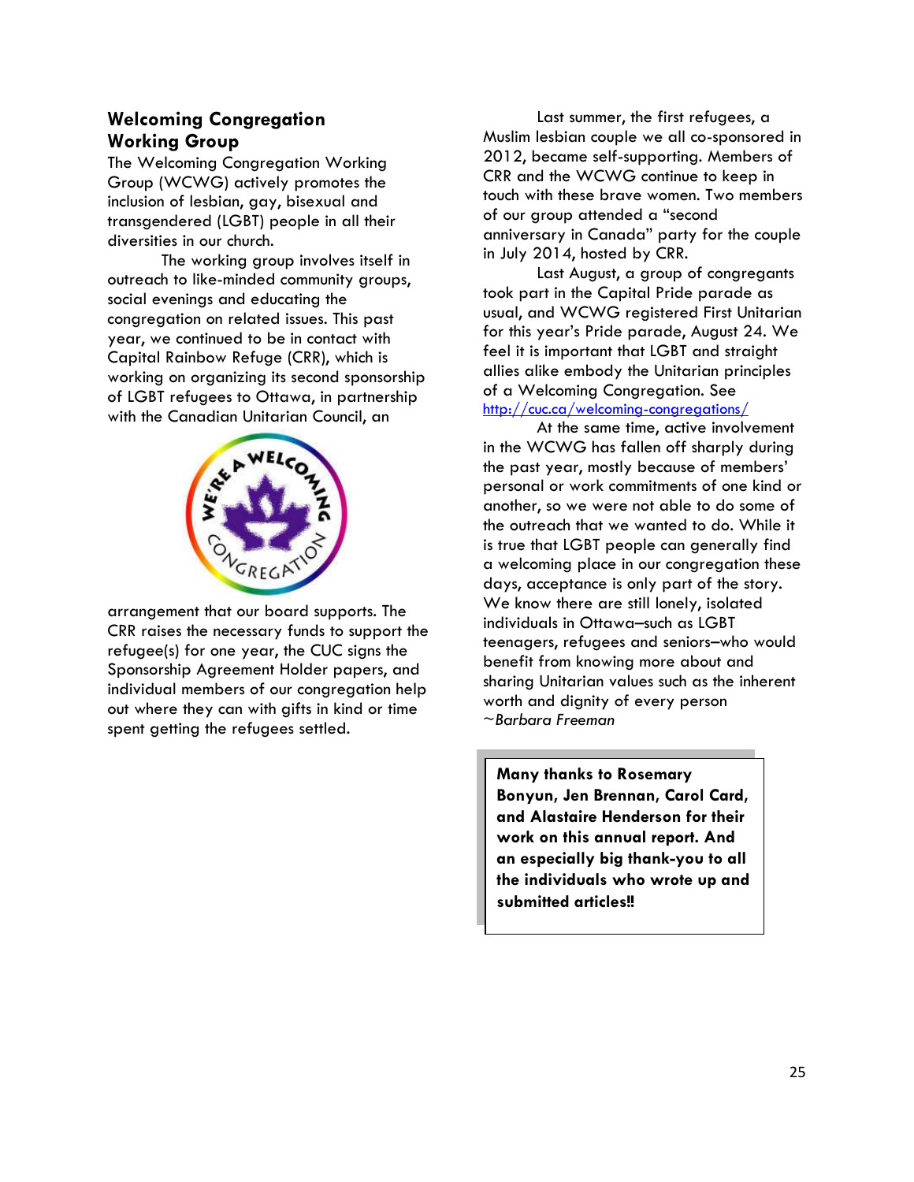## Welcoming Congregation Working Group

The Welcoming Congregation Working Group (WCWG) actively promotes the inclusion of lesbian, gay, bisexual and transgendered (LGBT) people in all their diversities in our church.

The working group involves itself in outreach to like-minded community groups, social evenings and educating the congregation on related issues. This past year, we continued to be in contact with Capital Rainbow Refuge (CRR), which is working on organizing its second sponsorship of LGBT refugees to Ottawa, in partnership with the Canadian Unitarian Council, an arrangement that our board supports. The CRR raises the necessary funds to support the refugee(s) for one year, the CUC signs the Sponsorship Agreement Holder papers, and individual members of our congregation help out where they can with gifts in kind or time spent getting the refugees settled.

Last summer, the first refugees, a Muslim lesbian couple we all co-sponsored in 2012, became self-supporting. Members of CRR and the WCWG continue to keep in touch with these brave women. Two members of our group attended a "second anniversary in Canada" party for the couple in July 2014, hosted by CRR.

Last August, a group of congregants took part in the Capital Pride parade as usual, and WCWG registered First Unitarian for this year's Pride parade, August 24. We feel it is important that LGBT and straight allies alike embody the Unitarian principles of a Welcoming Congregation. See http://cuc.ca/welcoming-congregations/

At the same time, active involvement in the WCWG has fallen off sharply during the past year, mostly because of members' personal or work commitments of one kind or another, so we were not able to do some of the outreach that we wanted to do. While it is true that LGBT people can generally find a welcoming place in our congregation these days, acceptance is only part of the story. We know there are still lonely, isolated individuals in Ottawa–such as LGBT teenagers, refugees and seniors–who would benefit from knowing more about and sharing Unitarian values such as the inherent worth and dignity of every person

~*Barbara Freeman*

**Many thanks to Rosemary Bonyun, Jen Brennan, Carol Card, and Alastaire Henderson for their work on this annual report. And an especially big thank-you to all the individuals who wrote up and submitted articles‼**